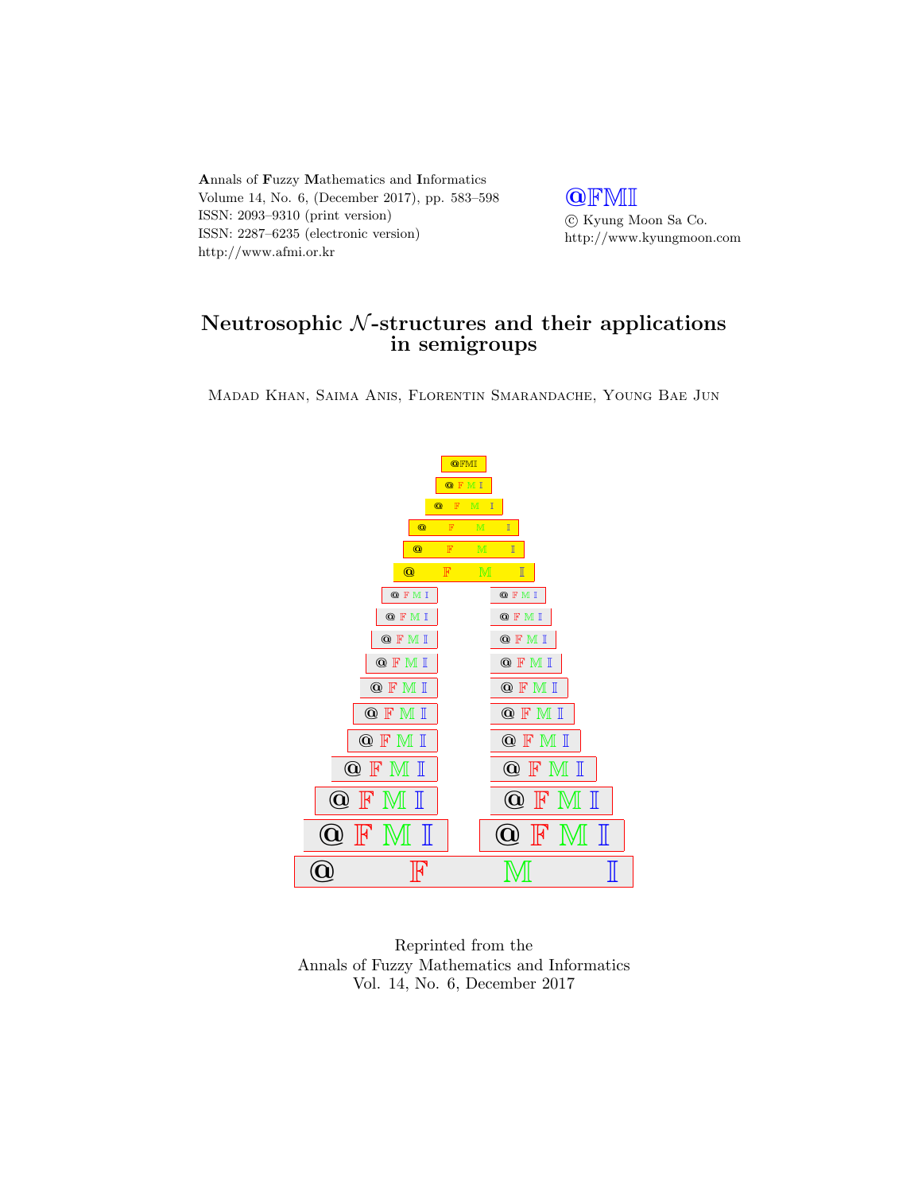Annals of Fuzzy Mathematics and Informatics
Volume 14, No. 6, (December 2017), pp. 583–598
ISSN: 2093–9310 (print version)
ISSN: 2287–6235 (electronic version)
http://www.afmi.or.kr

@FMI
© Kyung Moon Sa Co.
http://www.kyungmoon.com

# Neutrosophic $\mathcal{N}$-structures and their applications in semigroups

Madad Khan, Saima Anis, Florentin Smarandache, Young Bae Jun

Reprinted from the
Annals of Fuzzy Mathematics and Informatics
Vol. 14, No. 6, December 2017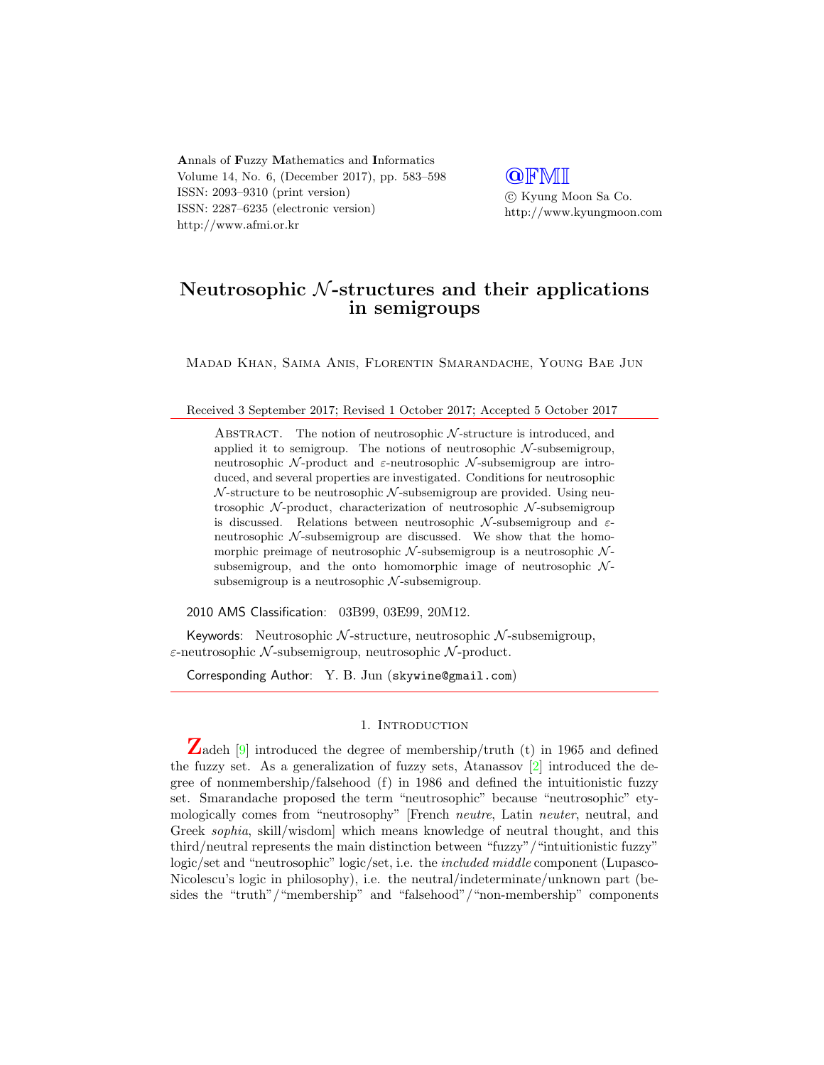Annals of Fuzzy Mathematics and Informatics
Volume 14, No. 6, (December 2017), pp. 583–598
ISSN: 2093–9310 (print version)
ISSN: 2287–6235 (electronic version)
http://www.afmi.or.kr

@FMI
© Kyung Moon Sa Co.
http://www.kyungmoon.com

# Neutrosophic $\mathcal{N}$-structures and their applications in semigroups

Madad Khan, Saima Anis, Florentin Smarandache, Young Bae Jun

Received 3 September 2017; Revised 1 October 2017; Accepted 5 October 2017

Abstract. The notion of neutrosophic $\mathcal{N}$-structure is introduced, and applied it to semigroup. The notions of neutrosophic $\mathcal{N}$-subsemigroup, neutrosophic $\mathcal{N}$-product and $\varepsilon$-neutrosophic $\mathcal{N}$-subsemigroup are introduced, and several properties are investigated. Conditions for neutrosophic $\mathcal{N}$-structure to be neutrosophic $\mathcal{N}$-subsemigroup are provided. Using neutrosophic $\mathcal{N}$-product, characterization of neutrosophic $\mathcal{N}$-subsemigroup is discussed. Relations between neutrosophic $\mathcal{N}$-subsemigroup and $\varepsilon$-neutrosophic $\mathcal{N}$-subsemigroup are discussed. We show that the homomorphic preimage of neutrosophic $\mathcal{N}$-subsemigroup is a neutrosophic $\mathcal{N}$-subsemigroup, and the onto homomorphic image of neutrosophic $\mathcal{N}$-subsemigroup is a neutrosophic $\mathcal{N}$-subsemigroup.

2010 AMS Classification: 03B99, 03E99, 20M12.

Keywords: Neutrosophic $\mathcal{N}$-structure, neutrosophic $\mathcal{N}$-subsemigroup, $\varepsilon$-neutrosophic $\mathcal{N}$-subsemigroup, neutrosophic $\mathcal{N}$-product.

Corresponding Author: Y. B. Jun (skywine@gmail.com)

## 1. Introduction

Zadeh [9] introduced the degree of membership/truth (t) in 1965 and defined the fuzzy set. As a generalization of fuzzy sets, Atanassov [2] introduced the degree of nonmembership/falsehood (f) in 1986 and defined the intuitionistic fuzzy set. Smarandache proposed the term "neutrosophic" because "neutrosophic" etymologically comes from "neutrosophy" [French *neutre*, Latin *neuter*, neutral, and Greek *sophia*, skill/wisdom] which means knowledge of neutral thought, and this third/neutral represents the main distinction between "fuzzy"/"intuitionistic fuzzy" logic/set and "neutrosophic" logic/set, i.e. the *included middle* component (Lupasco-Nicolescu's logic in philosophy), i.e. the neutral/indeterminate/unknown part (besides the "truth"/"membership" and "falsehood"/"non-membership" components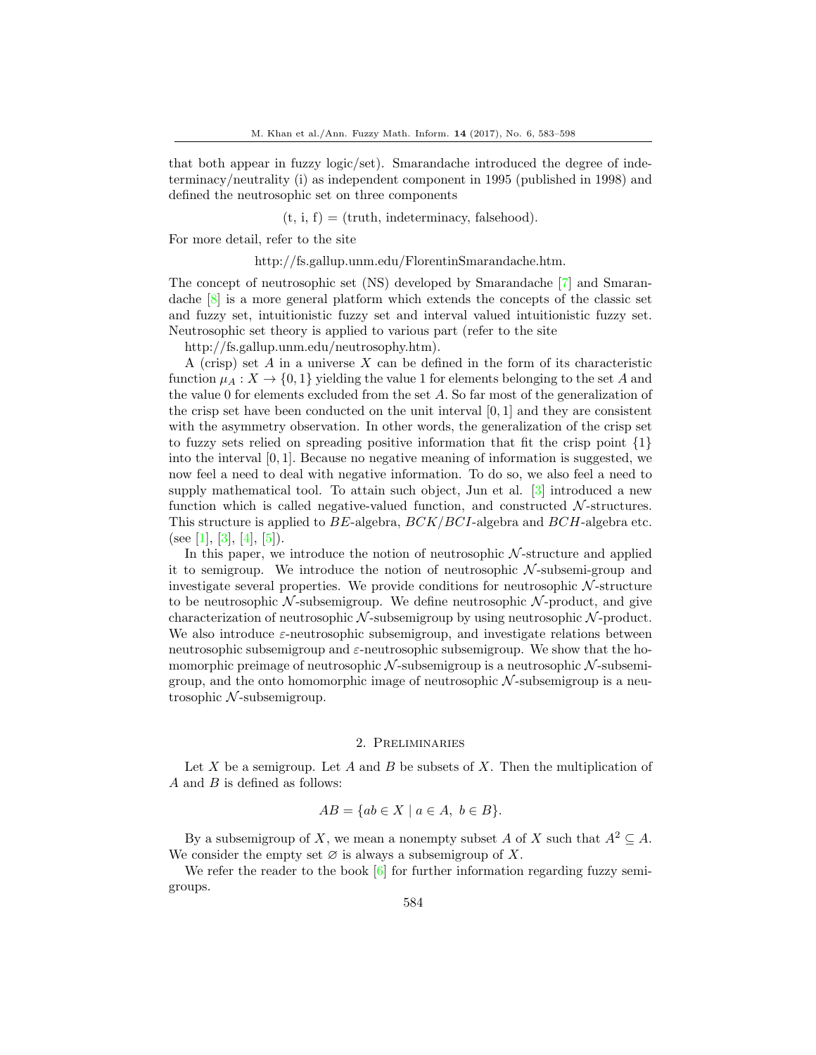that both appear in fuzzy logic/set). Smarandache introduced the degree of indeterminacy/neutrality (i) as independent component in 1995 (published in 1998) and defined the neutrosophic set on three components

$$(\text{t, i, f}) = (\text{truth, indeterminacy, falsehood}).$$

For more detail, refer to the site

http://fs.gallup.unm.edu/FlorentinSmarandache.htm.

The concept of neutrosophic set (NS) developed by Smarandache [7] and Smarandache [8] is a more general platform which extends the concepts of the classic set and fuzzy set, intuitionistic fuzzy set and interval valued intuitionistic fuzzy set. Neutrosophic set theory is applied to various part (refer to the site

http://fs.gallup.unm.edu/neutrosophy.htm).

A (crisp) set $A$ in a universe $X$ can be defined in the form of its characteristic function $\mu_A : X \to \{0, 1\}$ yielding the value 1 for elements belonging to the set $A$ and the value 0 for elements excluded from the set $A$. So far most of the generalization of the crisp set have been conducted on the unit interval $[0, 1]$ and they are consistent with the asymmetry observation. In other words, the generalization of the crisp set to fuzzy sets relied on spreading positive information that fit the crisp point $\{1\}$ into the interval $[0, 1]$. Because no negative meaning of information is suggested, we now feel a need to deal with negative information. To do so, we also feel a need to supply mathematical tool. To attain such object, Jun et al. [3] introduced a new function which is called negative-valued function, and constructed $\mathcal{N}$-structures. This structure is applied to $BE$-algebra, $BCK/BCI$-algebra and $BCH$-algebra etc. (see [1], [3], [4], [5]).

In this paper, we introduce the notion of neutrosophic $\mathcal{N}$-structure and applied it to semigroup. We introduce the notion of neutrosophic $\mathcal{N}$-subsemi-group and investigate several properties. We provide conditions for neutrosophic $\mathcal{N}$-structure to be neutrosophic $\mathcal{N}$-subsemigroup. We define neutrosophic $\mathcal{N}$-product, and give characterization of neutrosophic $\mathcal{N}$-subsemigroup by using neutrosophic $\mathcal{N}$-product. We also introduce $\varepsilon$-neutrosophic subsemigroup, and investigate relations between neutrosophic subsemigroup and $\varepsilon$-neutrosophic subsemigroup. We show that the homomorphic preimage of neutrosophic $\mathcal{N}$-subsemigroup is a neutrosophic $\mathcal{N}$-subsemigroup, and the onto homomorphic image of neutrosophic $\mathcal{N}$-subsemigroup is a neutrosophic $\mathcal{N}$-subsemigroup.

## 2. Preliminaries

Let $X$ be a semigroup. Let $A$ and $B$ be subsets of $X$. Then the multiplication of $A$ and $B$ is defined as follows:

$$AB = \{ab \in X \mid a \in A,\ b \in B\}.$$

By a subsemigroup of $X$, we mean a nonempty subset $A$ of $X$ such that $A^2 \subseteq A$. We consider the empty set $\varnothing$ is always a subsemigroup of $X$.

We refer the reader to the book [6] for further information regarding fuzzy semigroups.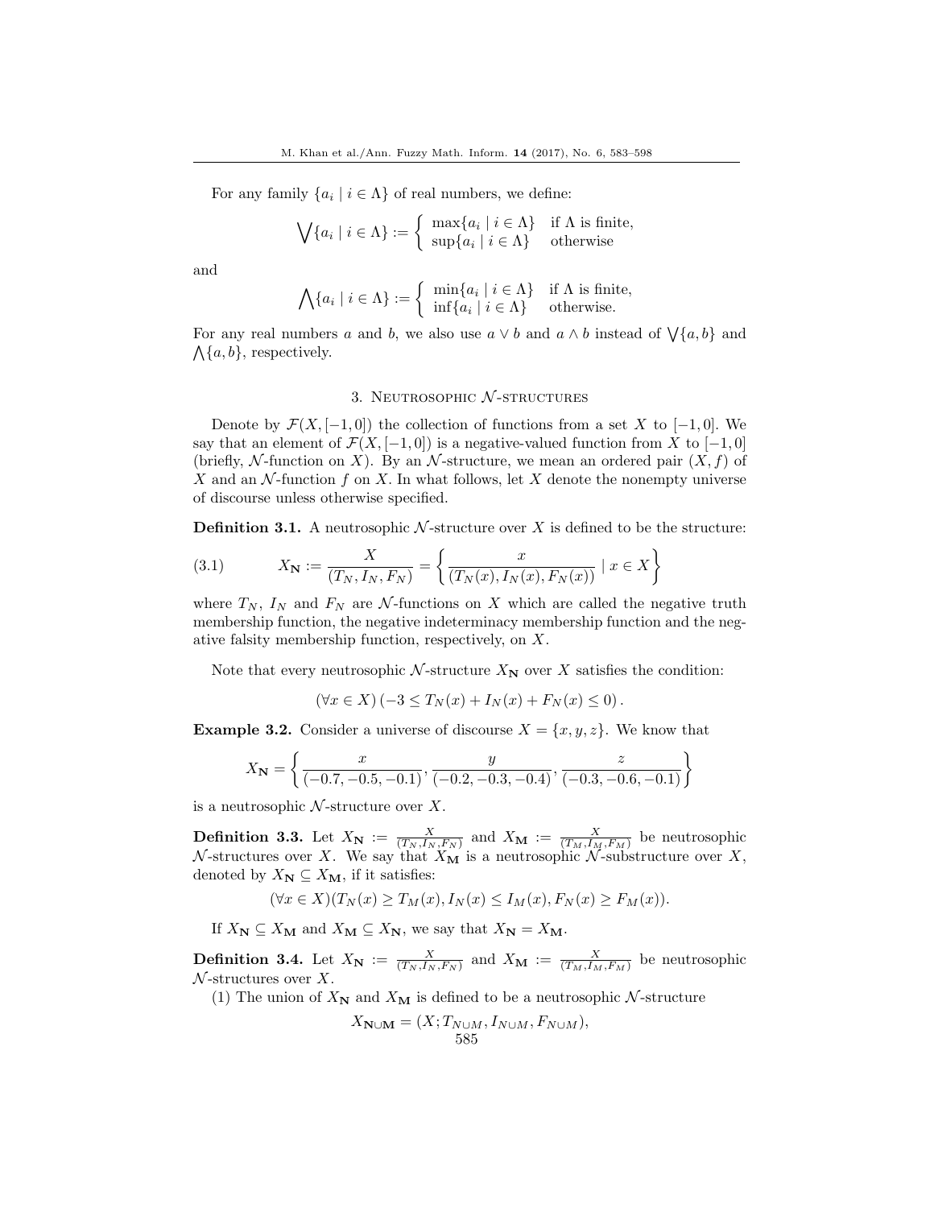For any family $\{a_i \mid i \in \Lambda\}$ of real numbers, we define:

$$\bigvee\{a_i \mid i \in \Lambda\} := \begin{cases} \max\{a_i \mid i \in \Lambda\} & \text{if } \Lambda \text{ is finite,} \\ \sup\{a_i \mid i \in \Lambda\} & \text{otherwise} \end{cases}$$

and

$$\bigwedge\{a_i \mid i \in \Lambda\} := \begin{cases} \min\{a_i \mid i \in \Lambda\} & \text{if } \Lambda \text{ is finite,} \\ \inf\{a_i \mid i \in \Lambda\} & \text{otherwise.} \end{cases}$$

For any real numbers $a$ and $b$, we also use $a \vee b$ and $a \wedge b$ instead of $\bigvee\{a, b\}$ and $\bigwedge\{a, b\}$, respectively.

## 3. Neutrosophic $\mathcal{N}$-structures

Denote by $\mathcal{F}(X, [-1, 0])$ the collection of functions from a set $X$ to $[-1, 0]$. We say that an element of $\mathcal{F}(X, [-1, 0])$ is a negative-valued function from $X$ to $[-1, 0]$ (briefly, $\mathcal{N}$-function on $X$). By an $\mathcal{N}$-structure, we mean an ordered pair $(X, f)$ of $X$ and an $\mathcal{N}$-function $f$ on $X$. In what follows, let $X$ denote the nonempty universe of discourse unless otherwise specified.

**Definition 3.1.** A neutrosophic $\mathcal{N}$-structure over $X$ is defined to be the structure:

$$X_{\mathbf{N}} := \frac{X}{(T_N, I_N, F_N)} = \left\{ \frac{x}{(T_N(x), I_N(x), F_N(x))} \mid x \in X \right\} \tag{3.1}$$

where $T_N$, $I_N$ and $F_N$ are $\mathcal{N}$-functions on $X$ which are called the negative truth membership function, the negative indeterminacy membership function and the negative falsity membership function, respectively, on $X$.

Note that every neutrosophic $\mathcal{N}$-structure $X_{\mathbf{N}}$ over $X$ satisfies the condition:

$$(\forall x \in X)\,(-3 \leq T_N(x) + I_N(x) + F_N(x) \leq 0)\,.$$

**Example 3.2.** Consider a universe of discourse $X = \{x, y, z\}$. We know that

$$X_{\mathbf{N}} = \left\{ \frac{x}{(-0.7, -0.5, -0.1)}, \frac{y}{(-0.2, -0.3, -0.4)}, \frac{z}{(-0.3, -0.6, -0.1)} \right\}$$

is a neutrosophic $\mathcal{N}$-structure over $X$.

**Definition 3.3.** Let $X_{\mathbf{N}} := \frac{X}{(T_N, I_N, F_N)}$ and $X_{\mathbf{M}} := \frac{X}{(T_M, I_M, F_M)}$ be neutrosophic $\mathcal{N}$-structures over $X$. We say that $X_{\mathbf{M}}$ is a neutrosophic $\mathcal{N}$-substructure over $X$, denoted by $X_{\mathbf{N}} \subseteq X_{\mathbf{M}}$, if it satisfies:

$$(\forall x \in X)(T_N(x) \geq T_M(x), I_N(x) \leq I_M(x), F_N(x) \geq F_M(x)).$$

If $X_{\mathbf{N}} \subseteq X_{\mathbf{M}}$ and $X_{\mathbf{M}} \subseteq X_{\mathbf{N}}$, we say that $X_{\mathbf{N}} = X_{\mathbf{M}}$.

**Definition 3.4.** Let $X_{\mathbf{N}} := \frac{X}{(T_N, I_N, F_N)}$ and $X_{\mathbf{M}} := \frac{X}{(T_M, I_M, F_M)}$ be neutrosophic $\mathcal{N}$-structures over $X$.

(1) The union of $X_{\mathbf{N}}$ and $X_{\mathbf{M}}$ is defined to be a neutrosophic $\mathcal{N}$-structure

$$X_{\mathbf{N \cup M}} = (X; T_{N \cup M}, I_{N \cup M}, F_{N \cup M}),$$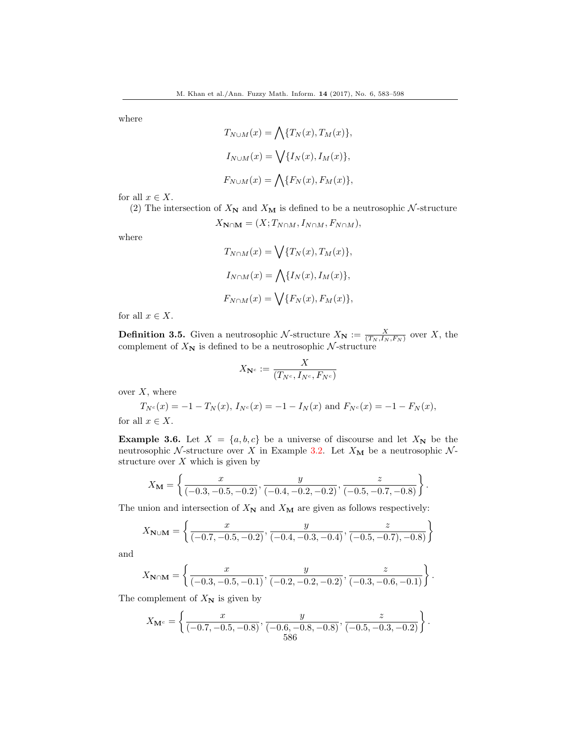where

$$T_{N \cup M}(x) = \bigwedge\{T_N(x), T_M(x)\},$$

$$I_{N \cup M}(x) = \bigvee\{I_N(x), I_M(x)\},$$

$$F_{N \cup M}(x) = \bigwedge\{F_N(x), F_M(x)\},$$

for all $x \in X$.

(2) The intersection of $X_{\mathbf{N}}$ and $X_{\mathbf{M}}$ is defined to be a neutrosophic $\mathcal{N}$-structure

$$X_{\mathbf{N} \cap \mathbf{M}} = (X; T_{N \cap M}, I_{N \cap M}, F_{N \cap M}),$$

where

$$T_{N \cap M}(x) = \bigvee\{T_N(x), T_M(x)\},$$

$$I_{N \cap M}(x) = \bigwedge\{I_N(x), I_M(x)\},$$

$$F_{N \cap M}(x) = \bigvee\{F_N(x), F_M(x)\},$$

for all $x \in X$.

**Definition 3.5.** Given a neutrosophic $\mathcal{N}$-structure $X_{\mathbf{N}} := \frac{X}{(T_N, I_N, F_N)}$ over $X$, the complement of $X_{\mathbf{N}}$ is defined to be a neutrosophic $\mathcal{N}$-structure

$$X_{\mathbf{N}^c} := \frac{X}{(T_{N^c}, I_{N^c}, F_{N^c})}$$

over $X$, where

$$T_{N^c}(x) = -1 - T_N(x),\ I_{N^c}(x) = -1 - I_N(x) \text{ and } F_{N^c}(x) = -1 - F_N(x),$$

for all $x \in X$.

**Example 3.6.** Let $X = \{a, b, c\}$ be a universe of discourse and let $X_{\mathbf{N}}$ be the neutrosophic $\mathcal{N}$-structure over $X$ in Example 3.2. Let $X_{\mathbf{M}}$ be a neutrosophic $\mathcal{N}$-structure over $X$ which is given by

$$X_{\mathbf{M}} = \left\{ \frac{x}{(-0.3, -0.5, -0.2)}, \frac{y}{(-0.4, -0.2, -0.2)}, \frac{z}{(-0.5, -0.7, -0.8)} \right\}.$$

The union and intersection of $X_{\mathbf{N}}$ and $X_{\mathbf{M}}$ are given as follows respectively:

$$X_{\mathbf{N} \cup \mathbf{M}} = \left\{ \frac{x}{(-0.7, -0.5, -0.2)}, \frac{y}{(-0.4, -0.3, -0.4)}, \frac{z}{(-0.5, -0.7), -0.8)} \right\}$$

and

$$X_{\mathbf{N} \cap \mathbf{M}} = \left\{ \frac{x}{(-0.3, -0.5, -0.1)}, \frac{y}{(-0.2, -0.2, -0.2)}, \frac{z}{(-0.3, -0.6, -0.1)} \right\}.$$

The complement of $X_{\mathbf{N}}$ is given by

$$X_{\mathbf{M}^c} = \left\{ \frac{x}{(-0.7, -0.5, -0.8)}, \frac{y}{(-0.6, -0.8, -0.8)}, \frac{z}{(-0.5, -0.3, -0.2)} \right\}.$$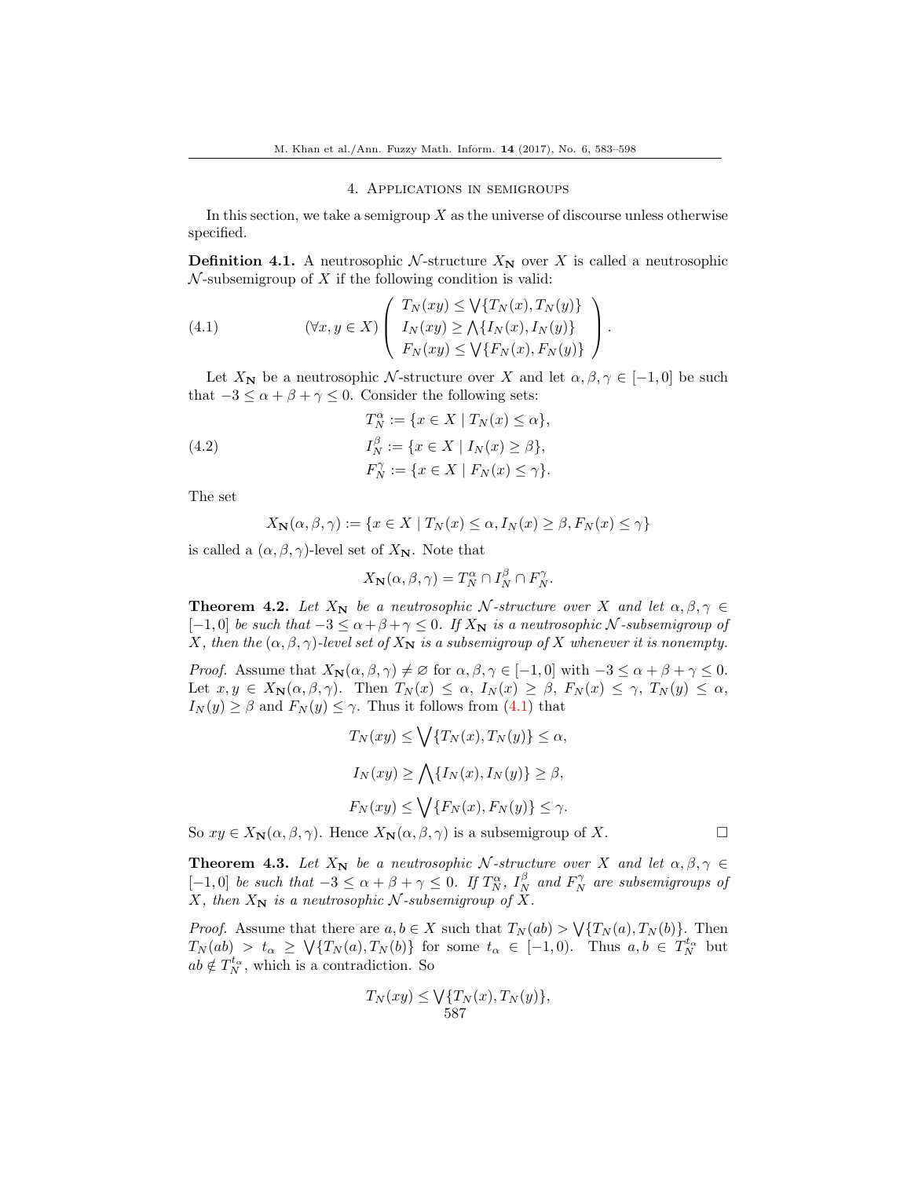## 4. Applications in semigroups

In this section, we take a semigroup $X$ as the universe of discourse unless otherwise specified.

**Definition 4.1.** A neutrosophic $\mathcal{N}$-structure $X_{\mathbf{N}}$ over $X$ is called a neutrosophic $\mathcal{N}$-subsemigroup of $X$ if the following condition is valid:

$$(\forall x, y \in X) \left( \begin{array}{c} T_N(xy) \leq \bigvee\{T_N(x), T_N(y)\} \\ I_N(xy) \geq \bigwedge\{I_N(x), I_N(y)\} \\ F_N(xy) \leq \bigvee\{F_N(x), F_N(y)\} \end{array} \right). \tag{4.1}$$

Let $X_{\mathbf{N}}$ be a neutrosophic $\mathcal{N}$-structure over $X$ and let $\alpha, \beta, \gamma \in [-1, 0]$ be such that $-3 \leq \alpha + \beta + \gamma \leq 0$. Consider the following sets:

$$\begin{aligned} T_N^{\alpha} &:= \{x \in X \mid T_N(x) \leq \alpha\}, \\ I_N^{\beta} &:= \{x \in X \mid I_N(x) \geq \beta\}, \\ F_N^{\gamma} &:= \{x \in X \mid F_N(x) \leq \gamma\}. \end{aligned} \tag{4.2}$$

The set

$$X_{\mathbf{N}}(\alpha, \beta, \gamma) := \{x \in X \mid T_N(x) \leq \alpha, I_N(x) \geq \beta, F_N(x) \leq \gamma\}$$

is called a $(\alpha, \beta, \gamma)$-level set of $X_{\mathbf{N}}$. Note that

$$X_{\mathbf{N}}(\alpha, \beta, \gamma) = T_N^{\alpha} \cap I_N^{\beta} \cap F_N^{\gamma}.$$

**Theorem 4.2.** *Let $X_{\mathbf{N}}$ be a neutrosophic $\mathcal{N}$-structure over $X$ and let $\alpha, \beta, \gamma \in [-1, 0]$ be such that $-3 \leq \alpha + \beta + \gamma \leq 0$. If $X_{\mathbf{N}}$ is a neutrosophic $\mathcal{N}$-subsemigroup of $X$, then the $(\alpha, \beta, \gamma)$-level set of $X_{\mathbf{N}}$ is a subsemigroup of $X$ whenever it is nonempty.*

*Proof.* Assume that $X_{\mathbf{N}}(\alpha, \beta, \gamma) \neq \varnothing$ for $\alpha, \beta, \gamma \in [-1, 0]$ with $-3 \leq \alpha + \beta + \gamma \leq 0$. Let $x, y \in X_{\mathbf{N}}(\alpha, \beta, \gamma)$. Then $T_N(x) \leq \alpha$, $I_N(x) \geq \beta$, $F_N(x) \leq \gamma$, $T_N(y) \leq \alpha$, $I_N(y) \geq \beta$ and $F_N(y) \leq \gamma$. Thus it follows from (4.1) that

$$T_N(xy) \leq \bigvee\{T_N(x), T_N(y)\} \leq \alpha,$$

$$I_N(xy) \geq \bigwedge\{I_N(x), I_N(y)\} \geq \beta,$$

$$F_N(xy) \leq \bigvee\{F_N(x), F_N(y)\} \leq \gamma.$$

So $xy \in X_{\mathbf{N}}(\alpha, \beta, \gamma)$. Hence $X_{\mathbf{N}}(\alpha, \beta, \gamma)$ is a subsemigroup of $X$. $\square$

**Theorem 4.3.** *Let $X_{\mathbf{N}}$ be a neutrosophic $\mathcal{N}$-structure over $X$ and let $\alpha, \beta, \gamma \in [-1, 0]$ be such that $-3 \leq \alpha + \beta + \gamma \leq 0$. If $T_N^{\alpha}$, $I_N^{\beta}$ and $F_N^{\gamma}$ are subsemigroups of $X$, then $X_{\mathbf{N}}$ is a neutrosophic $\mathcal{N}$-subsemigroup of $X$.*

*Proof.* Assume that there are $a, b \in X$ such that $T_N(ab) > \bigvee\{T_N(a), T_N(b)\}$. Then $T_N(ab) > t_{\alpha} \geq \bigvee\{T_N(a), T_N(b)\}$ for some $t_{\alpha} \in [-1, 0)$. Thus $a, b \in T_N^{t_{\alpha}}$ but $ab \notin T_N^{t_{\alpha}}$, which is a contradiction. So

$$T_N(xy) \leq \bigvee\{T_N(x), T_N(y)\},$$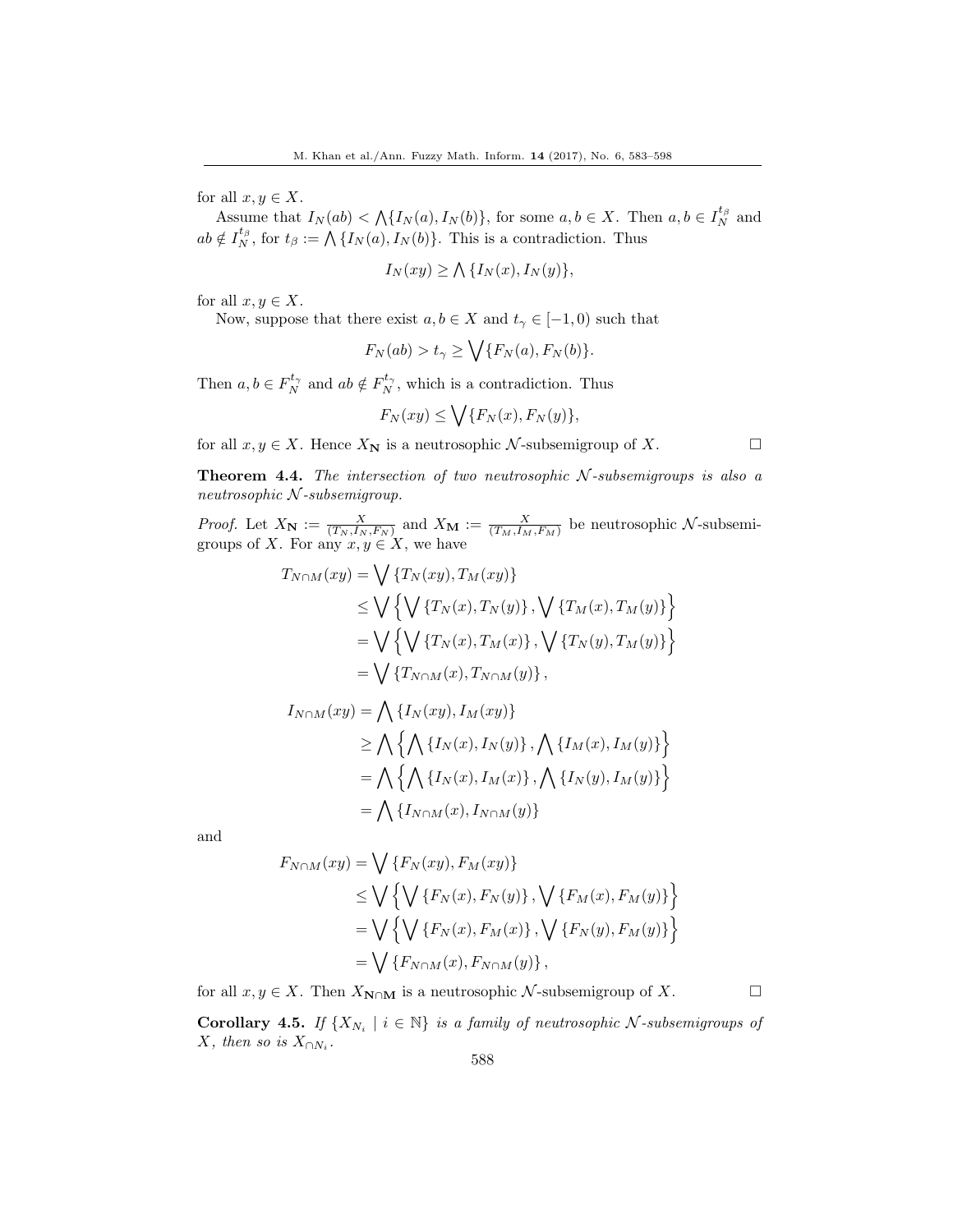for all $x, y \in X$.

Assume that $I_N(ab) < \bigwedge\{I_N(a), I_N(b)\}$, for some $a, b \in X$. Then $a, b \in I_N^{t_\beta}$ and $ab \notin I_N^{t_\beta}$, for $t_\beta := \bigwedge\{I_N(a), I_N(b)\}$. This is a contradiction. Thus

$$I_N(xy) \geq \bigwedge\{I_N(x), I_N(y)\},$$

for all $x, y \in X$.

Now, suppose that there exist $a, b \in X$ and $t_\gamma \in [-1, 0)$ such that

$$F_N(ab) > t_\gamma \geq \bigvee\{F_N(a), F_N(b)\}.$$

Then $a, b \in F_N^{t_\gamma}$ and $ab \notin F_N^{t_\gamma}$, which is a contradiction. Thus

$$F_N(xy) \leq \bigvee\{F_N(x), F_N(y)\},$$

for all $x, y \in X$. Hence $X_{\mathbf{N}}$ is a neutrosophic $\mathcal{N}$-subsemigroup of $X$. $\square$

**Theorem 4.4.** *The intersection of two neutrosophic $\mathcal{N}$-subsemigroups is also a neutrosophic $\mathcal{N}$-subsemigroup.*

*Proof.* Let $X_{\mathbf{N}} := \frac{X}{(T_N, I_N, F_N)}$ and $X_{\mathbf{M}} := \frac{X}{(T_M, I_M, F_M)}$ be neutrosophic $\mathcal{N}$-subsemigroups of $X$. For any $x, y \in X$, we have

$$\begin{aligned}
T_{N\cap M}(xy) &= \bigvee\{T_N(xy), T_M(xy)\} \\
&\leq \bigvee\left\{\bigvee\{T_N(x), T_N(y)\}, \bigvee\{T_M(x), T_M(y)\}\right\} \\
&= \bigvee\left\{\bigvee\{T_N(x), T_M(x)\}, \bigvee\{T_N(y), T_M(y)\}\right\} \\
&= \bigvee\{T_{N\cap M}(x), T_{N\cap M}(y)\},
\end{aligned}$$

$$\begin{aligned}
I_{N\cap M}(xy) &= \bigwedge\{I_N(xy), I_M(xy)\} \\
&\geq \bigwedge\left\{\bigwedge\{I_N(x), I_N(y)\}, \bigwedge\{I_M(x), I_M(y)\}\right\} \\
&= \bigwedge\left\{\bigwedge\{I_N(x), I_M(x)\}, \bigwedge\{I_N(y), I_M(y)\}\right\} \\
&= \bigwedge\{I_{N\cap M}(x), I_{N\cap M}(y)\}
\end{aligned}$$

and

$$\begin{aligned}
F_{N\cap M}(xy) &= \bigvee\{F_N(xy), F_M(xy)\} \\
&\leq \bigvee\left\{\bigvee\{F_N(x), F_N(y)\}, \bigvee\{F_M(x), F_M(y)\}\right\} \\
&= \bigvee\left\{\bigvee\{F_N(x), F_M(x)\}, \bigvee\{F_N(y), F_M(y)\}\right\} \\
&= \bigvee\{F_{N\cap M}(x), F_{N\cap M}(y)\},
\end{aligned}$$

for all $x, y \in X$. Then $X_{\mathbf{N\cap M}}$ is a neutrosophic $\mathcal{N}$-subsemigroup of $X$. $\square$

**Corollary 4.5.** *If $\{X_{N_i} \mid i \in \mathbb{N}\}$ is a family of neutrosophic $\mathcal{N}$-subsemigroups of $X$, then so is $X_{\cap N_i}$.*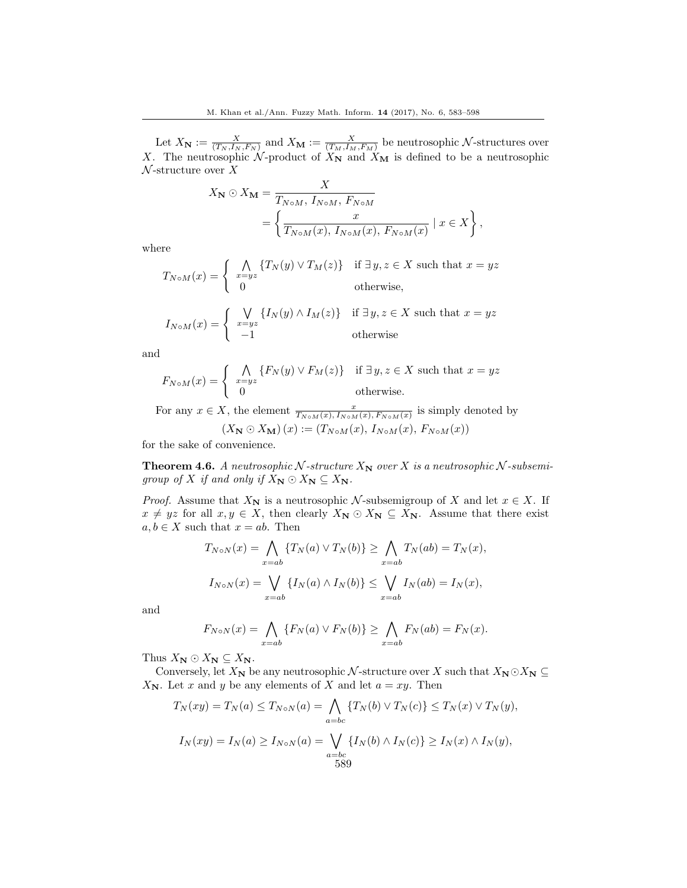Let $X_{\mathbf{N}} := \frac{X}{(T_N, I_N, F_N)}$ and $X_{\mathbf{M}} := \frac{X}{(T_M, I_M, F_M)}$ be neutrosophic $\mathcal{N}$-structures over $X$. The neutrosophic $\mathcal{N}$-product of $X_{\mathbf{N}}$ and $X_{\mathbf{M}}$ is defined to be a neutrosophic $\mathcal{N}$-structure over $X$

$$X_{\mathbf{N}} \odot X_{\mathbf{M}} = \frac{X}{T_{N\circ M},\, I_{N\circ M},\, F_{N\circ M}} = \left\{ \frac{x}{T_{N\circ M}(x),\, I_{N\circ M}(x),\, F_{N\circ M}(x)} \mid x \in X \right\},$$

where

$$T_{N\circ M}(x) = \begin{cases} \bigwedge\limits_{x=yz} \{T_N(y) \vee T_M(z)\} & \text{if } \exists\, y, z \in X \text{ such that } x = yz \\ 0 & \text{otherwise,} \end{cases}$$

$$I_{N\circ M}(x) = \begin{cases} \bigvee\limits_{x=yz} \{I_N(y) \wedge I_M(z)\} & \text{if } \exists\, y, z \in X \text{ such that } x = yz \\ -1 & \text{otherwise} \end{cases}$$

and

$$F_{N\circ M}(x) = \begin{cases} \bigwedge\limits_{x=yz} \{F_N(y) \vee F_M(z)\} & \text{if } \exists\, y, z \in X \text{ such that } x = yz \\ 0 & \text{otherwise.} \end{cases}$$

For any $x \in X$, the element $\frac{x}{T_{N\circ M}(x),\, I_{N\circ M}(x),\, F_{N\circ M}(x)}$ is simply denoted by

$$\left(X_{\mathbf{N}} \odot X_{\mathbf{M}}\right)(x) := \left(T_{N\circ M}(x),\, I_{N\circ M}(x),\, F_{N\circ M}(x)\right)$$

for the sake of convenience.

**Theorem 4.6.** *A neutrosophic $\mathcal{N}$-structure $X_{\mathbf{N}}$ over $X$ is a neutrosophic $\mathcal{N}$-subsemigroup of $X$ if and only if $X_{\mathbf{N}} \odot X_{\mathbf{N}} \subseteq X_{\mathbf{N}}$.*

*Proof.* Assume that $X_{\mathbf{N}}$ is a neutrosophic $\mathcal{N}$-subsemigroup of $X$ and let $x \in X$. If $x \neq yz$ for all $x, y \in X$, then clearly $X_{\mathbf{N}} \odot X_{\mathbf{N}} \subseteq X_{\mathbf{N}}$. Assume that there exist $a, b \in X$ such that $x = ab$. Then

$$T_{N\circ N}(x) = \bigwedge_{x=ab} \{T_N(a) \vee T_N(b)\} \geq \bigwedge_{x=ab} T_N(ab) = T_N(x),$$

$$I_{N\circ N}(x) = \bigvee_{x=ab} \{I_N(a) \wedge I_N(b)\} \leq \bigvee_{x=ab} I_N(ab) = I_N(x),$$

and

$$F_{N\circ N}(x) = \bigwedge_{x=ab} \{F_N(a) \vee F_N(b)\} \geq \bigwedge_{x=ab} F_N(ab) = F_N(x).$$

Thus $X_{\mathbf{N}} \odot X_{\mathbf{N}} \subseteq X_{\mathbf{N}}$.

Conversely, let $X_{\mathbf{N}}$ be any neutrosophic $\mathcal{N}$-structure over $X$ such that $X_{\mathbf{N}} \odot X_{\mathbf{N}} \subseteq X_{\mathbf{N}}$. Let $x$ and $y$ be any elements of $X$ and let $a = xy$. Then

$$T_N(xy) = T_N(a) \leq T_{N\circ N}(a) = \bigwedge_{a=bc} \{T_N(b) \vee T_N(c)\} \leq T_N(x) \vee T_N(y),$$

$$I_N(xy) = I_N(a) \geq I_{N\circ N}(a) = \bigvee_{a=bc} \{I_N(b) \wedge I_N(c)\} \geq I_N(x) \wedge I_N(y),$$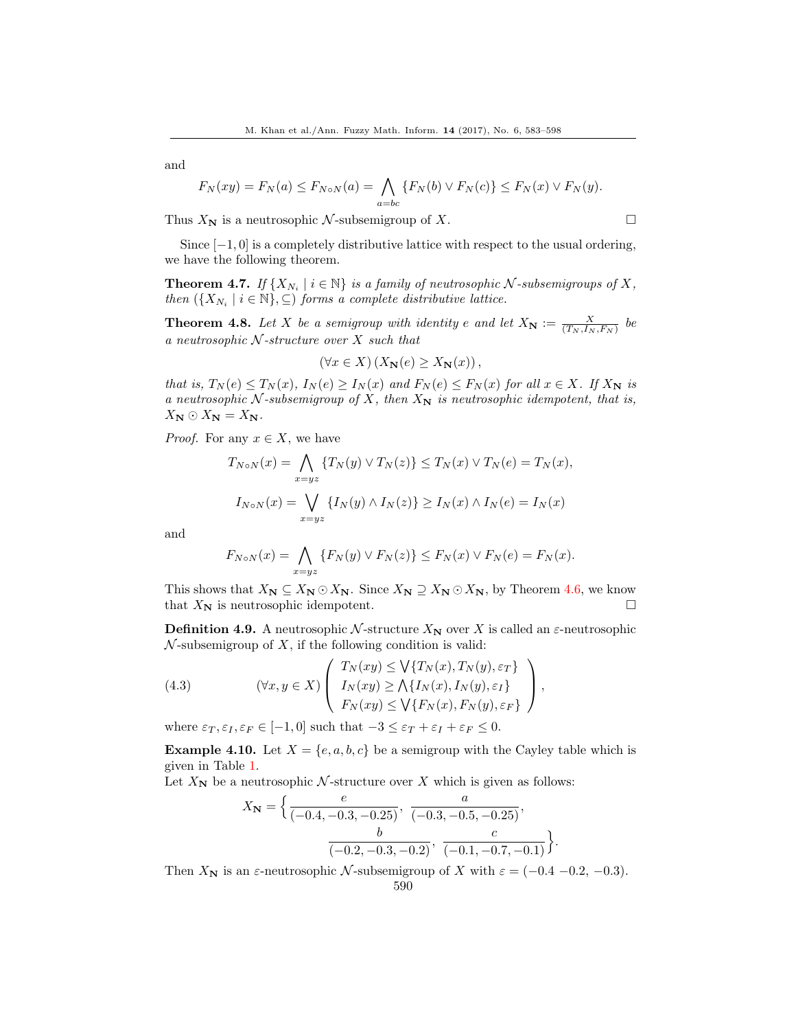and

$$F_N(xy) = F_N(a) \leq F_{N \circ N}(a) = \bigwedge_{a=bc} \{F_N(b) \vee F_N(c)\} \leq F_N(x) \vee F_N(y).$$

Thus $X_{\mathbf{N}}$ is a neutrosophic $\mathcal{N}$-subsemigroup of $X$. $\square$

Since $[-1, 0]$ is a completely distributive lattice with respect to the usual ordering, we have the following theorem.

**Theorem 4.7.** *If $\{X_{N_i} \mid i \in \mathbb{N}\}$ is a family of neutrosophic $\mathcal{N}$-subsemigroups of $X$, then $(\{X_{N_i} \mid i \in \mathbb{N}\}, \subseteq)$ forms a complete distributive lattice.*

**Theorem 4.8.** *Let $X$ be a semigroup with identity $e$ and let $X_{\mathbf{N}} := \frac{X}{(T_N, I_N, F_N)}$ be a neutrosophic $\mathcal{N}$-structure over $X$ such that*

$$(\forall x \in X) \left( X_{\mathbf{N}}(e) \geq X_{\mathbf{N}}(x) \right),$$

*that is, $T_N(e) \leq T_N(x)$, $I_N(e) \geq I_N(x)$ and $F_N(e) \leq F_N(x)$ for all $x \in X$. If $X_{\mathbf{N}}$ is a neutrosophic $\mathcal{N}$-subsemigroup of $X$, then $X_{\mathbf{N}}$ is neutrosophic idempotent, that is, $X_{\mathbf{N}} \odot X_{\mathbf{N}} = X_{\mathbf{N}}$.*

*Proof.* For any $x \in X$, we have

$$T_{N \circ N}(x) = \bigwedge_{x=yz} \{T_N(y) \vee T_N(z)\} \leq T_N(x) \vee T_N(e) = T_N(x),$$

$$I_{N \circ N}(x) = \bigvee_{x=yz} \{I_N(y) \wedge I_N(z)\} \geq I_N(x) \wedge I_N(e) = I_N(x)$$

and

$$F_{N \circ N}(x) = \bigwedge_{x=yz} \{F_N(y) \vee F_N(z)\} \leq F_N(x) \vee F_N(e) = F_N(x).$$

This shows that $X_{\mathbf{N}} \subseteq X_{\mathbf{N}} \odot X_{\mathbf{N}}$. Since $X_{\mathbf{N}} \supseteq X_{\mathbf{N}} \odot X_{\mathbf{N}}$, by Theorem 4.6, we know that $X_{\mathbf{N}}$ is neutrosophic idempotent. $\square$

**Definition 4.9.** A neutrosophic $\mathcal{N}$-structure $X_{\mathbf{N}}$ over $X$ is called an $\varepsilon$-neutrosophic $\mathcal{N}$-subsemigroup of $X$, if the following condition is valid:

$$(\forall x, y \in X) \begin{pmatrix} T_N(xy) \leq \bigvee\{T_N(x), T_N(y), \varepsilon_T\} \\ I_N(xy) \geq \bigwedge\{I_N(x), I_N(y), \varepsilon_I\} \\ F_N(xy) \leq \bigvee\{F_N(x), F_N(y), \varepsilon_F\} \end{pmatrix}, \tag{4.3}$$

where $\varepsilon_T, \varepsilon_I, \varepsilon_F \in [-1, 0]$ such that $-3 \leq \varepsilon_T + \varepsilon_I + \varepsilon_F \leq 0$.

**Example 4.10.** Let $X = \{e, a, b, c\}$ be a semigroup with the Cayley table which is given in Table 1.

Let $X_{\mathbf{N}}$ be a neutrosophic $\mathcal{N}$-structure over $X$ which is given as follows:

$$X_{\mathbf{N}} = \Big\{ \frac{e}{(-0.4, -0.3, -0.25)}, \frac{a}{(-0.3, -0.5, -0.25)}, \frac{b}{(-0.2, -0.3, -0.2)}, \frac{c}{(-0.1, -0.7, -0.1)} \Big\}.$$

Then $X_{\mathbf{N}}$ is an $\varepsilon$-neutrosophic $\mathcal{N}$-subsemigroup of $X$ with $\varepsilon = (-0.4\ -0.2, -0.3)$.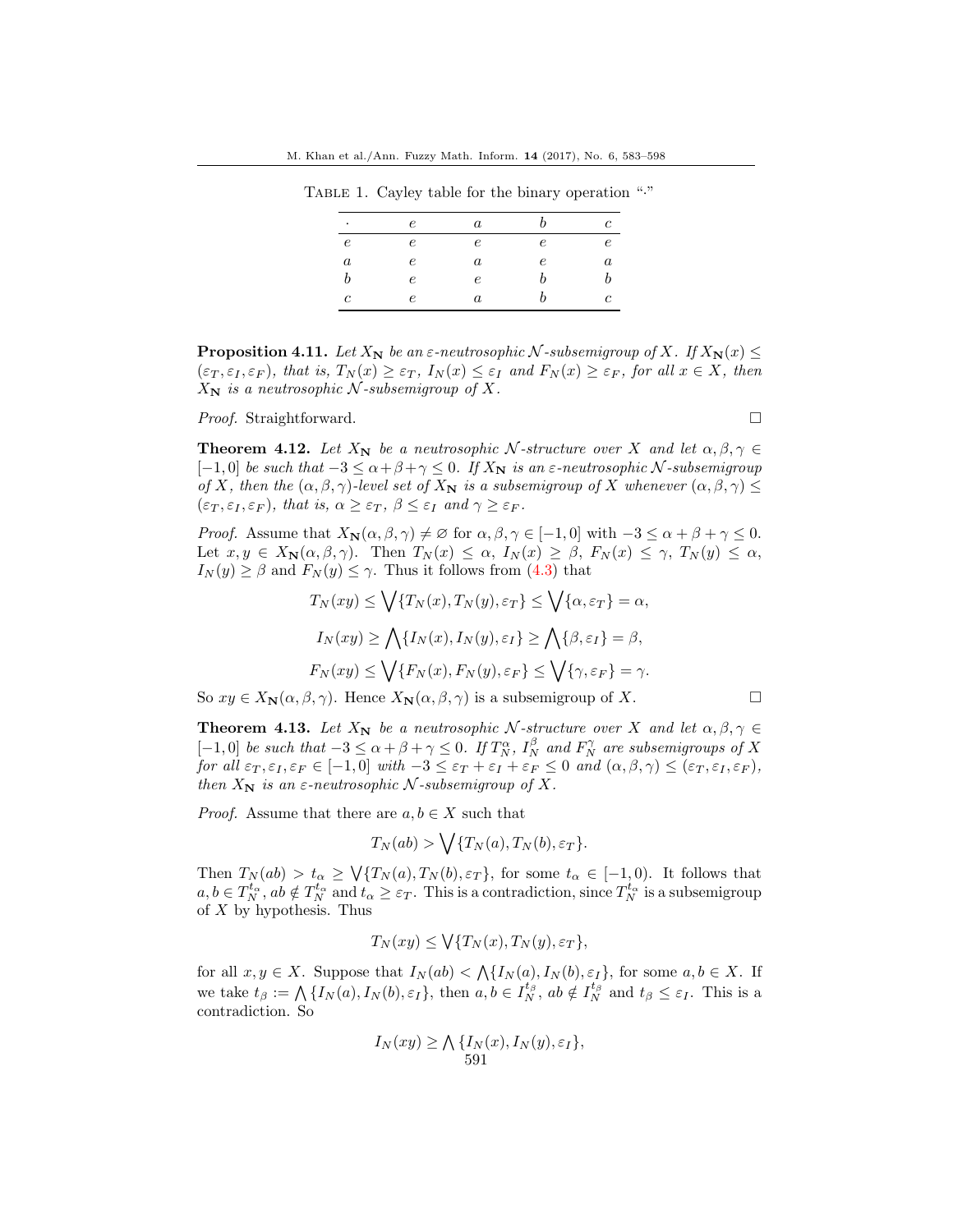Table 1. Cayley table for the binary operation "$\cdot$"

| $\cdot$ | $e$ | $a$ | $b$ | $c$ |
|---|---|---|---|---|
| $e$ | $e$ | $e$ | $e$ | $e$ |
| $a$ | $e$ | $a$ | $e$ | $a$ |
| $b$ | $e$ | $e$ | $b$ | $b$ |
| $c$ | $e$ | $a$ | $b$ | $c$ |

**Proposition 4.11.** *Let $X_{\mathbf{N}}$ be an $\varepsilon$-neutrosophic $\mathcal{N}$-subsemigroup of $X$. If $X_{\mathbf{N}}(x) \leq (\varepsilon_T, \varepsilon_I, \varepsilon_F)$, that is, $T_N(x) \geq \varepsilon_T$, $I_N(x) \leq \varepsilon_I$ and $F_N(x) \geq \varepsilon_F$, for all $x \in X$, then $X_{\mathbf{N}}$ is a neutrosophic $\mathcal{N}$-subsemigroup of $X$.*

*Proof.* Straightforward. □

**Theorem 4.12.** *Let $X_{\mathbf{N}}$ be a neutrosophic $\mathcal{N}$-structure over $X$ and let $\alpha, \beta, \gamma \in [-1, 0]$ be such that $-3 \leq \alpha+\beta+\gamma \leq 0$. If $X_{\mathbf{N}}$ is an $\varepsilon$-neutrosophic $\mathcal{N}$-subsemigroup of $X$, then the $(\alpha, \beta, \gamma)$-level set of $X_{\mathbf{N}}$ is a subsemigroup of $X$ whenever $(\alpha, \beta, \gamma) \leq (\varepsilon_T, \varepsilon_I, \varepsilon_F)$, that is, $\alpha \geq \varepsilon_T$, $\beta \leq \varepsilon_I$ and $\gamma \geq \varepsilon_F$.*

*Proof.* Assume that $X_{\mathbf{N}}(\alpha, \beta, \gamma) \neq \varnothing$ for $\alpha, \beta, \gamma \in [-1, 0]$ with $-3 \leq \alpha + \beta + \gamma \leq 0$. Let $x, y \in X_{\mathbf{N}}(\alpha, \beta, \gamma)$. Then $T_N(x) \leq \alpha$, $I_N(x) \geq \beta$, $F_N(x) \leq \gamma$, $T_N(y) \leq \alpha$, $I_N(y) \geq \beta$ and $F_N(y) \leq \gamma$. Thus it follows from (4.3) that

$$T_N(xy) \leq \bigvee\{T_N(x), T_N(y), \varepsilon_T\} \leq \bigvee\{\alpha, \varepsilon_T\} = \alpha,$$

$$I_N(xy) \geq \bigwedge\{I_N(x), I_N(y), \varepsilon_I\} \geq \bigwedge\{\beta, \varepsilon_I\} = \beta,$$

$$F_N(xy) \leq \bigvee\{F_N(x), F_N(y), \varepsilon_F\} \leq \bigvee\{\gamma, \varepsilon_F\} = \gamma.$$

So $xy \in X_{\mathbf{N}}(\alpha, \beta, \gamma)$. Hence $X_{\mathbf{N}}(\alpha, \beta, \gamma)$ is a subsemigroup of $X$. □

**Theorem 4.13.** *Let $X_{\mathbf{N}}$ be a neutrosophic $\mathcal{N}$-structure over $X$ and let $\alpha, \beta, \gamma \in [-1, 0]$ be such that $-3 \leq \alpha+\beta+\gamma \leq 0$. If $T_N^{\alpha}$, $I_N^{\beta}$ and $F_N^{\gamma}$ are subsemigroups of $X$ for all $\varepsilon_T, \varepsilon_I, \varepsilon_F \in [-1, 0]$ with $-3 \leq \varepsilon_T + \varepsilon_I + \varepsilon_F \leq 0$ and $(\alpha, \beta, \gamma) \leq (\varepsilon_T, \varepsilon_I, \varepsilon_F)$, then $X_{\mathbf{N}}$ is an $\varepsilon$-neutrosophic $\mathcal{N}$-subsemigroup of $X$.*

*Proof.* Assume that there are $a, b \in X$ such that

$$T_N(ab) > \bigvee\{T_N(a), T_N(b), \varepsilon_T\}.$$

Then $T_N(ab) > t_\alpha \geq \bigvee\{T_N(a), T_N(b), \varepsilon_T\}$, for some $t_\alpha \in [-1, 0)$. It follows that $a, b \in T_N^{t_\alpha}$, $ab \notin T_N^{t_\alpha}$ and $t_\alpha \geq \varepsilon_T$. This is a contradiction, since $T_N^{t_\alpha}$ is a subsemigroup of $X$ by hypothesis. Thus

$$T_N(xy) \leq \bigvee\{T_N(x), T_N(y), \varepsilon_T\},$$

for all $x, y \in X$. Suppose that $I_N(ab) < \bigwedge\{I_N(a), I_N(b), \varepsilon_I\}$, for some $a, b \in X$. If we take $t_\beta := \bigwedge\{I_N(a), I_N(b), \varepsilon_I\}$, then $a, b \in I_N^{t_\beta}$, $ab \notin I_N^{t_\beta}$ and $t_\beta \leq \varepsilon_I$. This is a contradiction. So

$$I_N(xy) \geq \bigwedge\{I_N(x), I_N(y), \varepsilon_I\},$$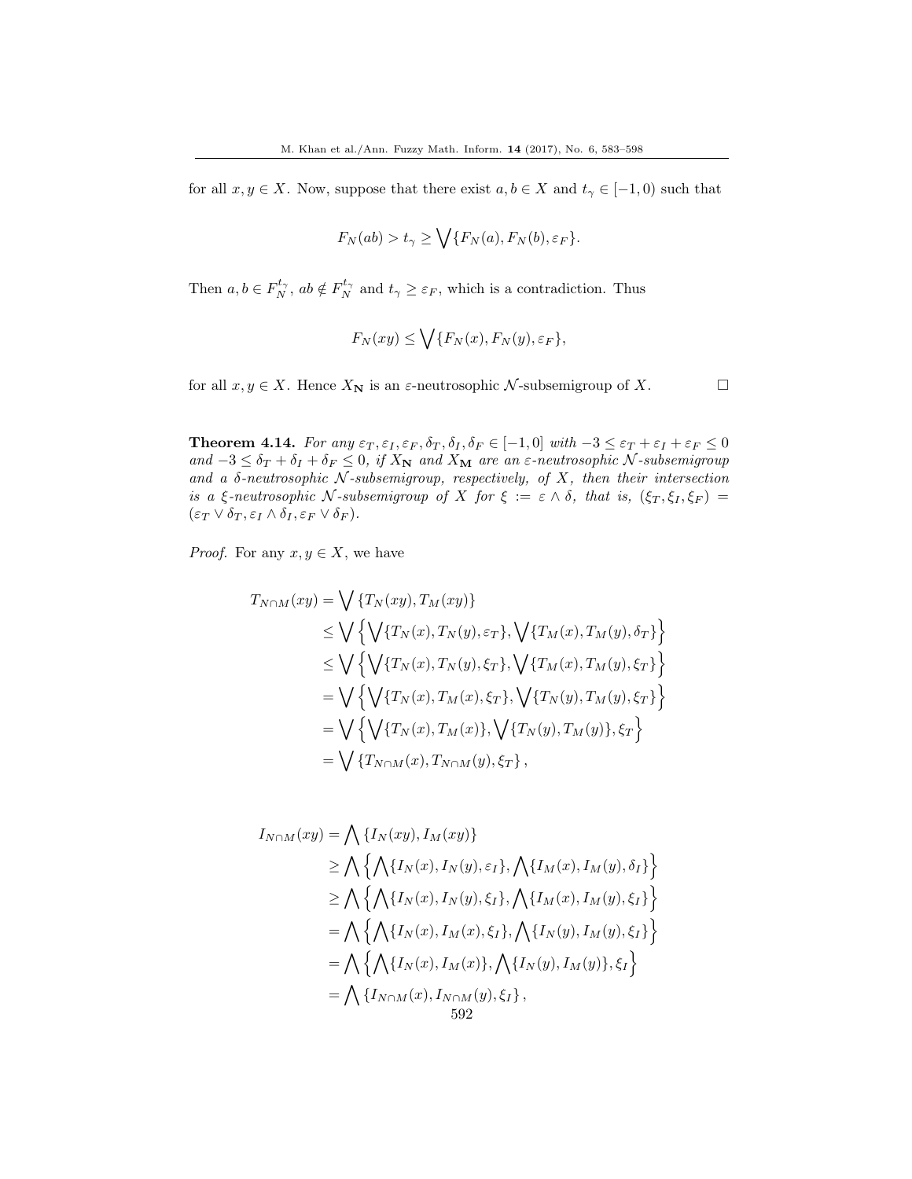for all $x, y \in X$. Now, suppose that there exist $a, b \in X$ and $t_\gamma \in [-1, 0)$ such that

$$F_N(ab) > t_\gamma \geq \bigvee\{F_N(a), F_N(b), \varepsilon_F\}.$$

Then $a, b \in F_N^{t_\gamma}$, $ab \notin F_N^{t_\gamma}$ and $t_\gamma \geq \varepsilon_F$, which is a contradiction. Thus

$$F_N(xy) \leq \bigvee\{F_N(x), F_N(y), \varepsilon_F\},$$

for all $x, y \in X$. Hence $X_{\mathbf{N}}$ is an $\varepsilon$-neutrosophic $\mathcal{N}$-subsemigroup of $X$. □

**Theorem 4.14.** *For any $\varepsilon_T, \varepsilon_I, \varepsilon_F, \delta_T, \delta_I, \delta_F \in [-1, 0]$ with $-3 \leq \varepsilon_T + \varepsilon_I + \varepsilon_F \leq 0$ and $-3 \leq \delta_T + \delta_I + \delta_F \leq 0$, if $X_{\mathbf{N}}$ and $X_{\mathbf{M}}$ are an $\varepsilon$-neutrosophic $\mathcal{N}$-subsemigroup and a $\delta$-neutrosophic $\mathcal{N}$-subsemigroup, respectively, of $X$, then their intersection is a $\xi$-neutrosophic $\mathcal{N}$-subsemigroup of $X$ for $\xi := \varepsilon \wedge \delta$, that is, $(\xi_T, \xi_I, \xi_F) = (\varepsilon_T \vee \delta_T, \varepsilon_I \wedge \delta_I, \varepsilon_F \vee \delta_F)$.*

*Proof.* For any $x, y \in X$, we have

$$\begin{aligned}
T_{N\cap M}(xy) &= \bigvee \{T_N(xy), T_M(xy)\} \\
&\leq \bigvee \left\{\bigvee\{T_N(x), T_N(y), \varepsilon_T\}, \bigvee\{T_M(x), T_M(y), \delta_T\}\right\} \\
&\leq \bigvee \left\{\bigvee\{T_N(x), T_N(y), \xi_T\}, \bigvee\{T_M(x), T_M(y), \xi_T\}\right\} \\
&= \bigvee \left\{\bigvee\{T_N(x), T_M(x), \xi_T\}, \bigvee\{T_N(y), T_M(y), \xi_T\}\right\} \\
&= \bigvee \left\{\bigvee\{T_N(x), T_M(x)\}, \bigvee\{T_N(y), T_M(y)\}, \xi_T\right\} \\
&= \bigvee \{T_{N\cap M}(x), T_{N\cap M}(y), \xi_T\},
\end{aligned}$$

$$\begin{aligned}
I_{N\cap M}(xy) &= \bigwedge \{I_N(xy), I_M(xy)\} \\
&\geq \bigwedge \left\{\bigwedge\{I_N(x), I_N(y), \varepsilon_I\}, \bigwedge\{I_M(x), I_M(y), \delta_I\}\right\} \\
&\geq \bigwedge \left\{\bigwedge\{I_N(x), I_N(y), \xi_I\}, \bigwedge\{I_M(x), I_M(y), \xi_I\}\right\} \\
&= \bigwedge \left\{\bigwedge\{I_N(x), I_M(x), \xi_I\}, \bigwedge\{I_N(y), I_M(y), \xi_I\}\right\} \\
&= \bigwedge \left\{\bigwedge\{I_N(x), I_M(x)\}, \bigwedge\{I_N(y), I_M(y)\}, \xi_I\right\} \\
&= \bigwedge \{I_{N\cap M}(x), I_{N\cap M}(y), \xi_I\},
\end{aligned}$$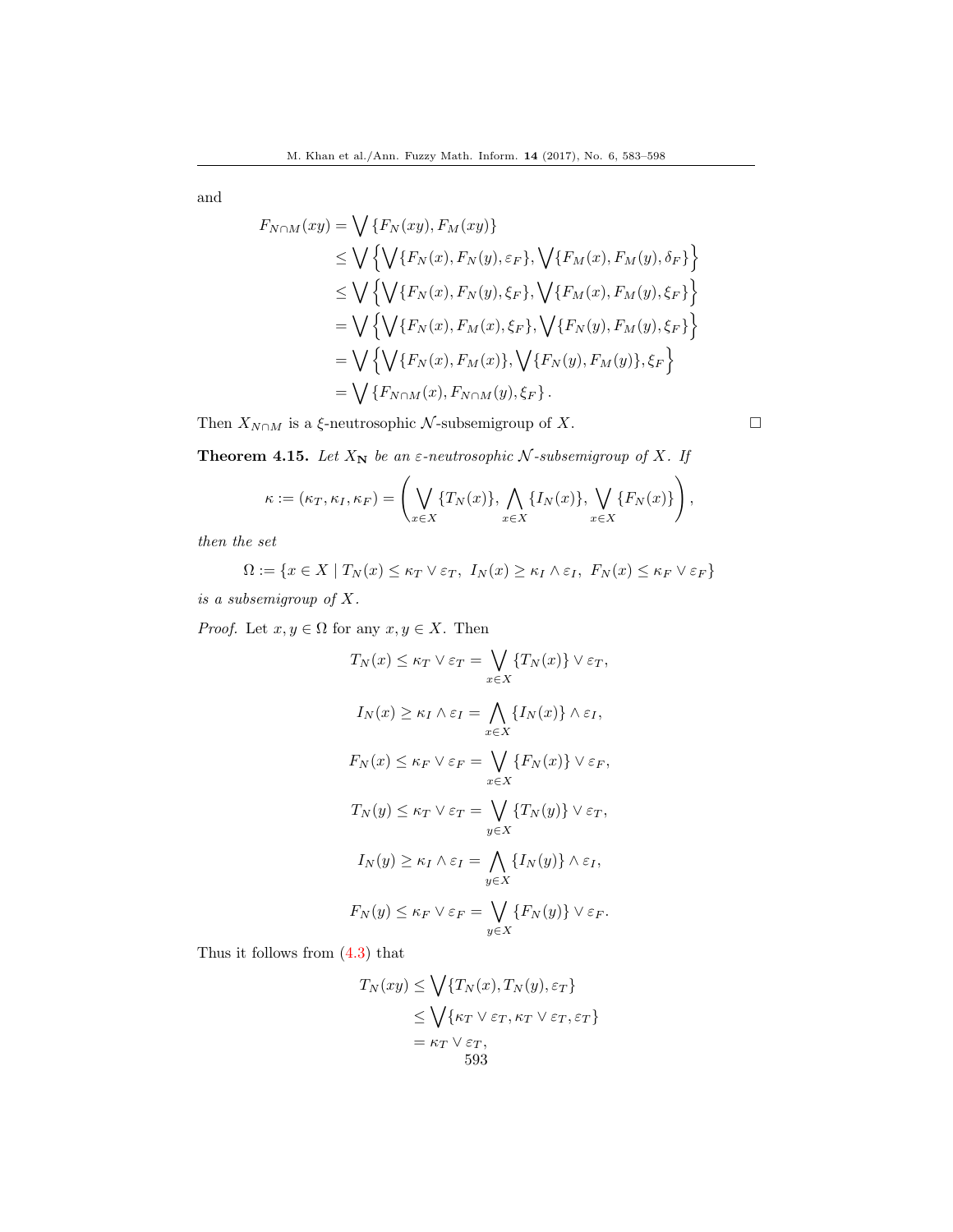and

$$
\begin{aligned}
F_{N\cap M}(xy) &= \bigvee\{F_N(xy), F_M(xy)\} \\
&\leq \bigvee\left\{\bigvee\{F_N(x), F_N(y), \varepsilon_F\}, \bigvee\{F_M(x), F_M(y), \delta_F\}\right\} \\
&\leq \bigvee\left\{\bigvee\{F_N(x), F_N(y), \xi_F\}, \bigvee\{F_M(x), F_M(y), \xi_F\}\right\} \\
&= \bigvee\left\{\bigvee\{F_N(x), F_M(x), \xi_F\}, \bigvee\{F_N(y), F_M(y), \xi_F\}\right\} \\
&= \bigvee\left\{\bigvee\{F_N(x), F_M(x)\}, \bigvee\{F_N(y), F_M(y)\}, \xi_F\right\} \\
&= \bigvee\{F_{N\cap M}(x), F_{N\cap M}(y), \xi_F\}.
\end{aligned}
$$

Then $X_{N\cap M}$ is a $\xi$-neutrosophic $\mathcal{N}$-subsemigroup of $X$. $\square$

**Theorem 4.15.** *Let $X_{\mathbf{N}}$ be an $\varepsilon$-neutrosophic $\mathcal{N}$-subsemigroup of $X$. If*

$$
\kappa := (\kappa_T, \kappa_I, \kappa_F) = \left(\bigvee_{x\in X}\{T_N(x)\}, \bigwedge_{x\in X}\{I_N(x)\}, \bigvee_{x\in X}\{F_N(x)\}\right),
$$

*then the set*

$$
\Omega := \{x \in X \mid T_N(x) \leq \kappa_T \vee \varepsilon_T,\ I_N(x) \geq \kappa_I \wedge \varepsilon_I,\ F_N(x) \leq \kappa_F \vee \varepsilon_F\}
$$

*is a subsemigroup of $X$.*

*Proof.* Let $x, y \in \Omega$ for any $x, y \in X$. Then

$$
T_N(x) \leq \kappa_T \vee \varepsilon_T = \bigvee_{x\in X}\{T_N(x)\} \vee \varepsilon_T,
$$

$$
I_N(x) \geq \kappa_I \wedge \varepsilon_I = \bigwedge_{x\in X}\{I_N(x)\} \wedge \varepsilon_I,
$$

$$
F_N(x) \leq \kappa_F \vee \varepsilon_F = \bigvee_{x\in X}\{F_N(x)\} \vee \varepsilon_F,
$$

$$
T_N(y) \leq \kappa_T \vee \varepsilon_T = \bigvee_{y\in X}\{T_N(y)\} \vee \varepsilon_T,
$$

$$
I_N(y) \geq \kappa_I \wedge \varepsilon_I = \bigwedge_{y\in X}\{I_N(y)\} \wedge \varepsilon_I,
$$

$$
F_N(y) \leq \kappa_F \vee \varepsilon_F = \bigvee_{y\in X}\{F_N(y)\} \vee \varepsilon_F.
$$

Thus it follows from (4.3) that

$$
\begin{aligned}
T_N(xy) &\leq \bigvee\{T_N(x), T_N(y), \varepsilon_T\} \\
&\leq \bigvee\{\kappa_T \vee \varepsilon_T, \kappa_T \vee \varepsilon_T, \varepsilon_T\} \\
&= \kappa_T \vee \varepsilon_T,
\end{aligned}
$$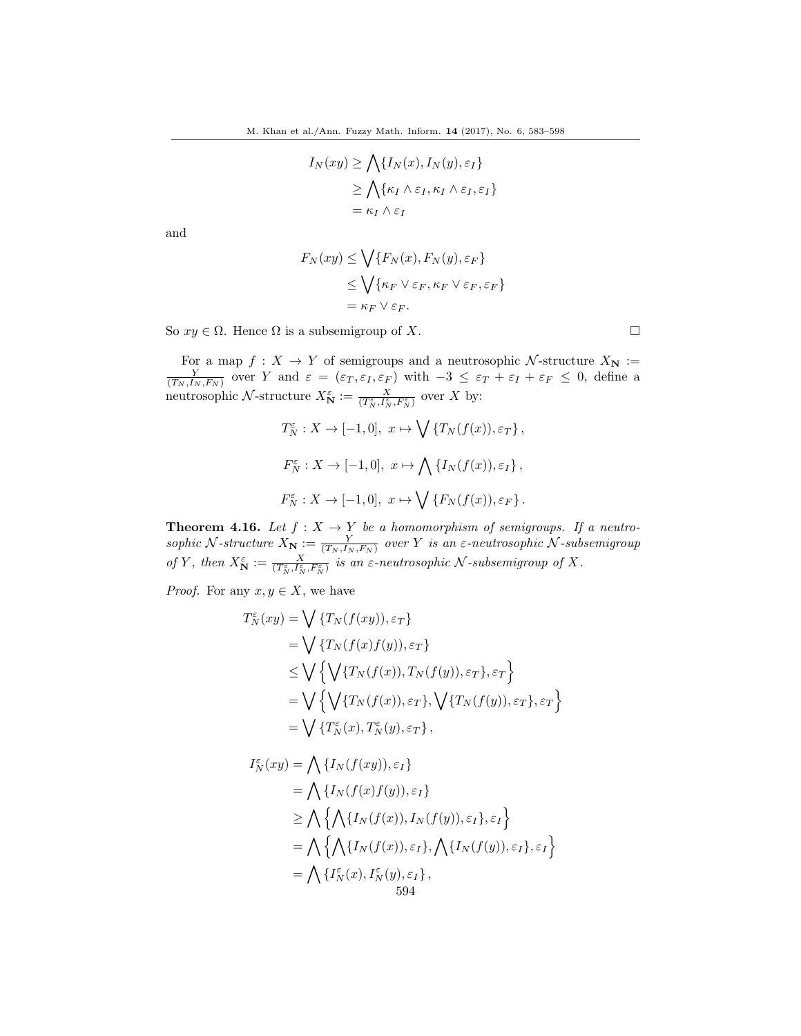$$
\begin{aligned}
I_N(xy) &\geq \bigwedge\{I_N(x), I_N(y), \varepsilon_I\} \\
&\geq \bigwedge\{\kappa_I \wedge \varepsilon_I, \kappa_I \wedge \varepsilon_I, \varepsilon_I\} \\
&= \kappa_I \wedge \varepsilon_I
\end{aligned}
$$

and

$$
\begin{aligned}
F_N(xy) &\leq \bigvee\{F_N(x), F_N(y), \varepsilon_F\} \\
&\leq \bigvee\{\kappa_F \vee \varepsilon_F, \kappa_F \vee \varepsilon_F, \varepsilon_F\} \\
&= \kappa_F \vee \varepsilon_F.
\end{aligned}
$$

So $xy \in \Omega$. Hence $\Omega$ is a subsemigroup of $X$. □

For a map $f : X \to Y$ of semigroups and a neutrosophic $\mathcal{N}$-structure $X_{\mathbf{N}} := \frac{Y}{(T_N, I_N, F_N)}$ over $Y$ and $\varepsilon = (\varepsilon_T, \varepsilon_I, \varepsilon_F)$ with $-3 \leq \varepsilon_T + \varepsilon_I + \varepsilon_F \leq 0$, define a neutrosophic $\mathcal{N}$-structure $X_{\mathbf{N}}^{\varepsilon} := \frac{X}{(T_N^{\varepsilon}, I_N^{\varepsilon}, F_N^{\varepsilon})}$ over $X$ by:

$$
T_N^{\varepsilon} : X \to [-1, 0], \; x \mapsto \bigvee\{T_N(f(x)), \varepsilon_T\},
$$

$$
F_N^{\varepsilon} : X \to [-1, 0], \; x \mapsto \bigwedge\{I_N(f(x)), \varepsilon_I\},
$$

$$
F_N^{\varepsilon} : X \to [-1, 0], \; x \mapsto \bigvee\{F_N(f(x)), \varepsilon_F\}.
$$

**Theorem 4.16.** *Let $f : X \to Y$ be a homomorphism of semigroups. If a neutrosophic $\mathcal{N}$-structure $X_{\mathbf{N}} := \frac{Y}{(T_N, I_N, F_N)}$ over $Y$ is an $\varepsilon$-neutrosophic $\mathcal{N}$-subsemigroup of $Y$, then $X_{\mathbf{N}}^{\varepsilon} := \frac{X}{(T_N^{\varepsilon}, I_N^{\varepsilon}, F_N^{\varepsilon})}$ is an $\varepsilon$-neutrosophic $\mathcal{N}$-subsemigroup of $X$.*

*Proof.* For any $x, y \in X$, we have

$$
\begin{aligned}
T_N^{\varepsilon}(xy) &= \bigvee\{T_N(f(xy)), \varepsilon_T\} \\
&= \bigvee\{T_N(f(x)f(y)), \varepsilon_T\} \\
&\leq \bigvee\left\{\bigvee\{T_N(f(x)), T_N(f(y)), \varepsilon_T\}, \varepsilon_T\right\} \\
&= \bigvee\left\{\bigvee\{T_N(f(x)), \varepsilon_T\}, \bigvee\{T_N(f(y)), \varepsilon_T\}, \varepsilon_T\right\} \\
&= \bigvee\{T_N^{\varepsilon}(x), T_N^{\varepsilon}(y), \varepsilon_T\},
\end{aligned}
$$

$$
\begin{aligned}
I_N^{\varepsilon}(xy) &= \bigwedge\{I_N(f(xy)), \varepsilon_I\} \\
&= \bigwedge\{I_N(f(x)f(y)), \varepsilon_I\} \\
&\geq \bigwedge\left\{\bigwedge\{I_N(f(x)), I_N(f(y)), \varepsilon_I\}, \varepsilon_I\right\} \\
&= \bigwedge\left\{\bigwedge\{I_N(f(x)), \varepsilon_I\}, \bigwedge\{I_N(f(y)), \varepsilon_I\}, \varepsilon_I\right\} \\
&= \bigwedge\{I_N^{\varepsilon}(x), I_N^{\varepsilon}(y), \varepsilon_I\},
\end{aligned}
$$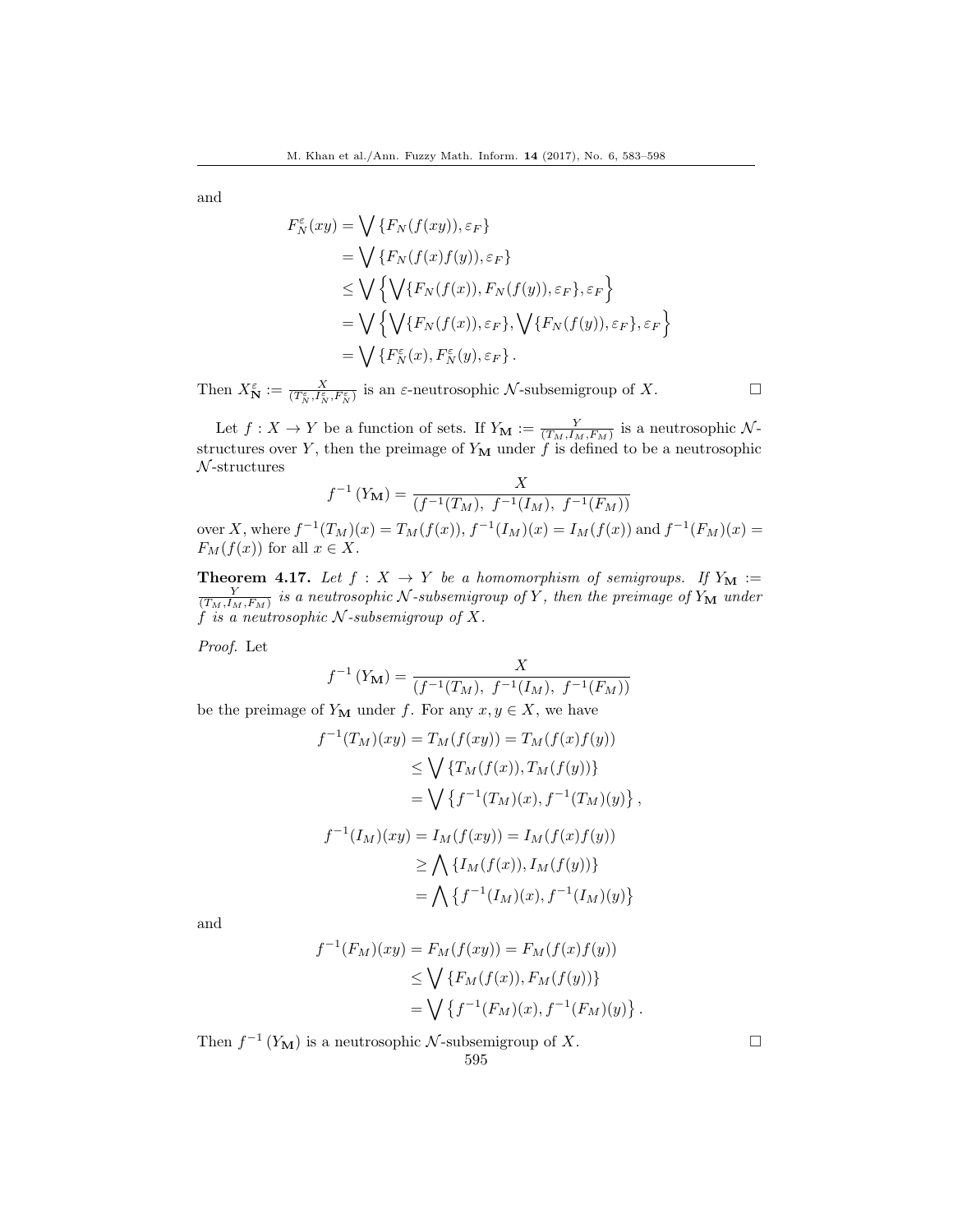and

$$
\begin{aligned}
F_N^{\varepsilon}(xy) &= \bigvee \{F_N(f(xy)), \varepsilon_F\} \\
&= \bigvee \{F_N(f(x)f(y)), \varepsilon_F\} \\
&\leq \bigvee \left\{ \bigvee \{F_N(f(x)), F_N(f(y)), \varepsilon_F\}, \varepsilon_F \right\} \\
&= \bigvee \left\{ \bigvee \{F_N(f(x)), \varepsilon_F\}, \bigvee \{F_N(f(y)), \varepsilon_F\}, \varepsilon_F \right\} \\
&= \bigvee \{F_N^{\varepsilon}(x), F_N^{\varepsilon}(y), \varepsilon_F\}.
\end{aligned}
$$

Then $X_{\mathbf{N}}^{\varepsilon} := \frac{X}{(T_N^{\varepsilon}, I_N^{\varepsilon}, F_N^{\varepsilon})}$ is an $\varepsilon$-neutrosophic $\mathcal{N}$-subsemigroup of $X$. □

Let $f : X \to Y$ be a function of sets. If $Y_{\mathbf{M}} := \frac{Y}{(T_M, I_M, F_M)}$ is a neutrosophic $\mathcal{N}$-structures over $Y$, then the preimage of $Y_{\mathbf{M}}$ under $f$ is defined to be a neutrosophic $\mathcal{N}$-structures

$$
f^{-1}(Y_{\mathbf{M}}) = \frac{X}{(f^{-1}(T_M),\ f^{-1}(I_M),\ f^{-1}(F_M))}
$$

over $X$, where $f^{-1}(T_M)(x) = T_M(f(x))$, $f^{-1}(I_M)(x) = I_M(f(x))$ and $f^{-1}(F_M)(x) = F_M(f(x))$ for all $x \in X$.

**Theorem 4.17.** *Let $f : X \to Y$ be a homomorphism of semigroups. If $Y_{\mathbf{M}} := \frac{Y}{(T_M, I_M, F_M)}$ is a neutrosophic $\mathcal{N}$-subsemigroup of $Y$, then the preimage of $Y_{\mathbf{M}}$ under $f$ is a neutrosophic $\mathcal{N}$-subsemigroup of $X$.*

*Proof.* Let

$$
f^{-1}(Y_{\mathbf{M}}) = \frac{X}{(f^{-1}(T_M),\ f^{-1}(I_M),\ f^{-1}(F_M))}
$$

be the preimage of $Y_{\mathbf{M}}$ under $f$. For any $x, y \in X$, we have

$$
\begin{aligned}
f^{-1}(T_M)(xy) &= T_M(f(xy)) = T_M(f(x)f(y)) \\
&\leq \bigvee \{T_M(f(x)), T_M(f(y))\} \\
&= \bigvee \{f^{-1}(T_M)(x), f^{-1}(T_M)(y)\},
\end{aligned}
$$

$$
\begin{aligned}
f^{-1}(I_M)(xy) &= I_M(f(xy)) = I_M(f(x)f(y)) \\
&\geq \bigwedge \{I_M(f(x)), I_M(f(y))\} \\
&= \bigwedge \{f^{-1}(I_M)(x), f^{-1}(I_M)(y)\}
\end{aligned}
$$

and

$$
\begin{aligned}
f^{-1}(F_M)(xy) &= F_M(f(xy)) = F_M(f(x)f(y)) \\
&\leq \bigvee \{F_M(f(x)), F_M(f(y))\} \\
&= \bigvee \{f^{-1}(F_M)(x), f^{-1}(F_M)(y)\}.
\end{aligned}
$$

Then $f^{-1}(Y_{\mathbf{M}})$ is a neutrosophic $\mathcal{N}$-subsemigroup of $X$. □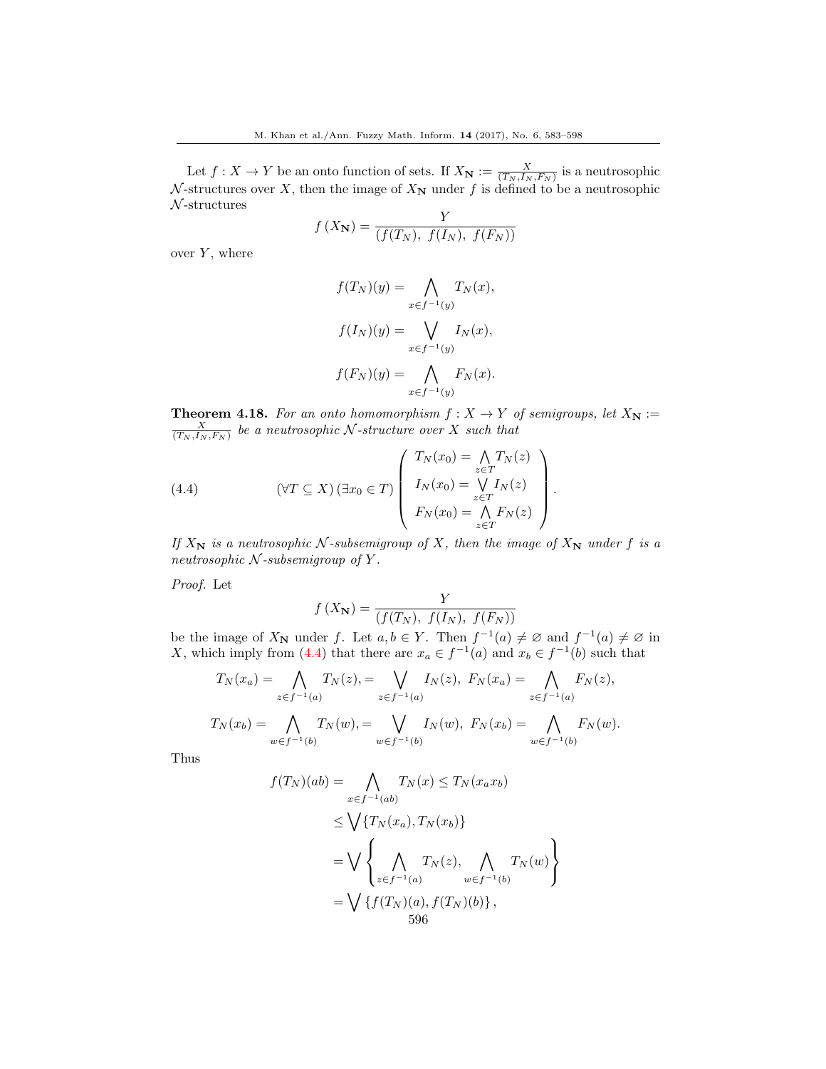Let $f : X \to Y$ be an onto function of sets. If $X_{\mathbf{N}} := \frac{X}{(T_N, I_N, F_N)}$ is a neutrosophic $\mathcal{N}$-structures over $X$, then the image of $X_{\mathbf{N}}$ under $f$ is defined to be a neutrosophic $\mathcal{N}$-structures

$$f\left(X_{\mathbf{N}}\right) = \frac{Y}{(f(T_N),\ f(I_N),\ f(F_N))}$$

over $Y$, where

$$f(T_N)(y) = \bigwedge_{x \in f^{-1}(y)} T_N(x),$$

$$f(I_N)(y) = \bigvee_{x \in f^{-1}(y)} I_N(x),$$

$$f(F_N)(y) = \bigwedge_{x \in f^{-1}(y)} F_N(x).$$

**Theorem 4.18.** *For an onto homomorphism $f : X \to Y$ of semigroups, let $X_{\mathbf{N}} := \frac{X}{(T_N, I_N, F_N)}$ be a neutrosophic $\mathcal{N}$-structure over $X$ such that*

$$(\forall T \subseteq X)\,(\exists x_0 \in T) \begin{pmatrix} T_N(x_0) = \bigwedge\limits_{z \in T} T_N(z) \\ I_N(x_0) = \bigvee\limits_{z \in T} I_N(z) \\ F_N(x_0) = \bigwedge\limits_{z \in T} F_N(z) \end{pmatrix}. \tag{4.4}$$

*If $X_{\mathbf{N}}$ is a neutrosophic $\mathcal{N}$-subsemigroup of $X$, then the image of $X_{\mathbf{N}}$ under $f$ is a neutrosophic $\mathcal{N}$-subsemigroup of $Y$.*

*Proof.* Let

$$f\left(X_{\mathbf{N}}\right) = \frac{Y}{(f(T_N),\ f(I_N),\ f(F_N))}$$

be the image of $X_{\mathbf{N}}$ under $f$. Let $a, b \in Y$. Then $f^{-1}(a) \neq \varnothing$ and $f^{-1}(a) \neq \varnothing$ in $X$, which imply from (4.4) that there are $x_a \in f^{-1}(a)$ and $x_b \in f^{-1}(b)$ such that

$$T_N(x_a) = \bigwedge_{z \in f^{-1}(a)} T_N(z), = \bigvee_{z \in f^{-1}(a)} I_N(z),\ F_N(x_a) = \bigwedge_{z \in f^{-1}(a)} F_N(z),$$

$$T_N(x_b) = \bigwedge_{w \in f^{-1}(b)} T_N(w), = \bigvee_{w \in f^{-1}(b)} I_N(w),\ F_N(x_b) = \bigwedge_{w \in f^{-1}(b)} F_N(w).$$

Thus

$$\begin{aligned} f(T_N)(ab) &= \bigwedge_{x \in f^{-1}(ab)} T_N(x) \leq T_N(x_a x_b) \\ &\leq \bigvee \{T_N(x_a), T_N(x_b)\} \\ &= \bigvee \left\{ \bigwedge_{z \in f^{-1}(a)} T_N(z),\ \bigwedge_{w \in f^{-1}(b)} T_N(w) \right\} \\ &= \bigvee \left\{ f(T_N)(a), f(T_N)(b) \right\}, \end{aligned}$$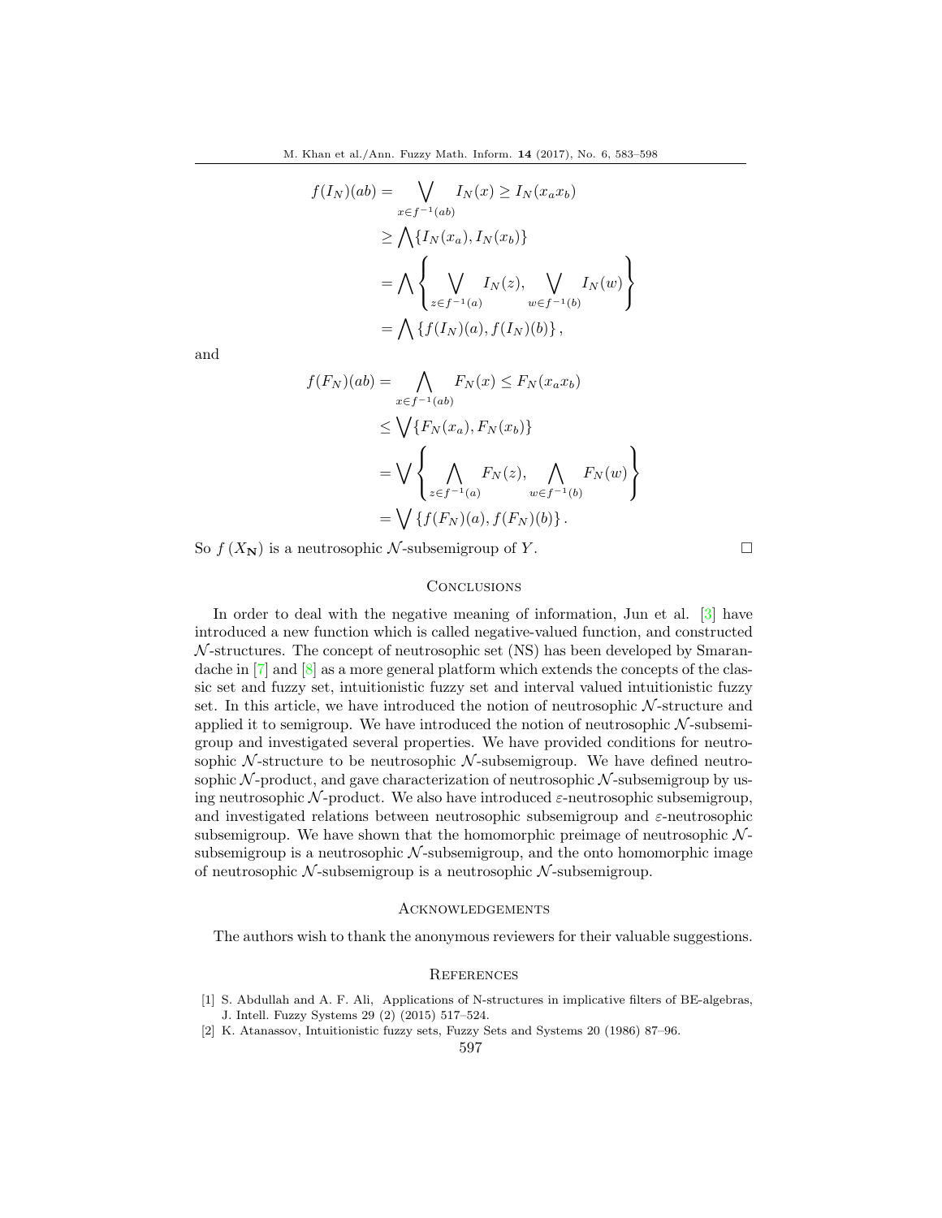$$
\begin{aligned}
f(I_N)(ab) &= \bigvee_{x \in f^{-1}(ab)} I_N(x) \geq I_N(x_a x_b) \\
&\geq \bigwedge \{I_N(x_a), I_N(x_b)\} \\
&= \bigwedge \left\{ \bigvee_{z \in f^{-1}(a)} I_N(z), \bigvee_{w \in f^{-1}(b)} I_N(w) \right\} \\
&= \bigwedge \left\{ f(I_N)(a), f(I_N)(b) \right\},
\end{aligned}
$$

and

$$
\begin{aligned}
f(F_N)(ab) &= \bigwedge_{x \in f^{-1}(ab)} F_N(x) \leq F_N(x_a x_b) \\
&\leq \bigvee \{F_N(x_a), F_N(x_b)\} \\
&= \bigvee \left\{ \bigwedge_{z \in f^{-1}(a)} F_N(z), \bigwedge_{w \in f^{-1}(b)} F_N(w) \right\} \\
&= \bigvee \left\{ f(F_N)(a), f(F_N)(b) \right\}.
\end{aligned}
$$

So $f(X_{\mathbf{N}})$ is a neutrosophic $\mathcal{N}$-subsemigroup of $Y$. □

## Conclusions

In order to deal with the negative meaning of information, Jun et al. [3] have introduced a new function which is called negative-valued function, and constructed $\mathcal{N}$-structures. The concept of neutrosophic set (NS) has been developed by Smarandache in [7] and [8] as a more general platform which extends the concepts of the classic set and fuzzy set, intuitionistic fuzzy set and interval valued intuitionistic fuzzy set. In this article, we have introduced the notion of neutrosophic $\mathcal{N}$-structure and applied it to semigroup. We have introduced the notion of neutrosophic $\mathcal{N}$-subsemigroup and investigated several properties. We have provided conditions for neutrosophic $\mathcal{N}$-structure to be neutrosophic $\mathcal{N}$-subsemigroup. We have defined neutrosophic $\mathcal{N}$-product, and gave characterization of neutrosophic $\mathcal{N}$-subsemigroup by using neutrosophic $\mathcal{N}$-product. We also have introduced $\varepsilon$-neutrosophic subsemigroup, and investigated relations between neutrosophic subsemigroup and $\varepsilon$-neutrosophic subsemigroup. We have shown that the homomorphic preimage of neutrosophic $\mathcal{N}$-subsemigroup is a neutrosophic $\mathcal{N}$-subsemigroup, and the onto homomorphic image of neutrosophic $\mathcal{N}$-subsemigroup is a neutrosophic $\mathcal{N}$-subsemigroup.

## Acknowledgements

The authors wish to thank the anonymous reviewers for their valuable suggestions.

## References

[1] S. Abdullah and A. F. Ali, Applications of N-structures in implicative filters of BE-algebras, J. Intell. Fuzzy Systems 29 (2) (2015) 517–524.

[2] K. Atanassov, Intuitionistic fuzzy sets, Fuzzy Sets and Systems 20 (1986) 87–96.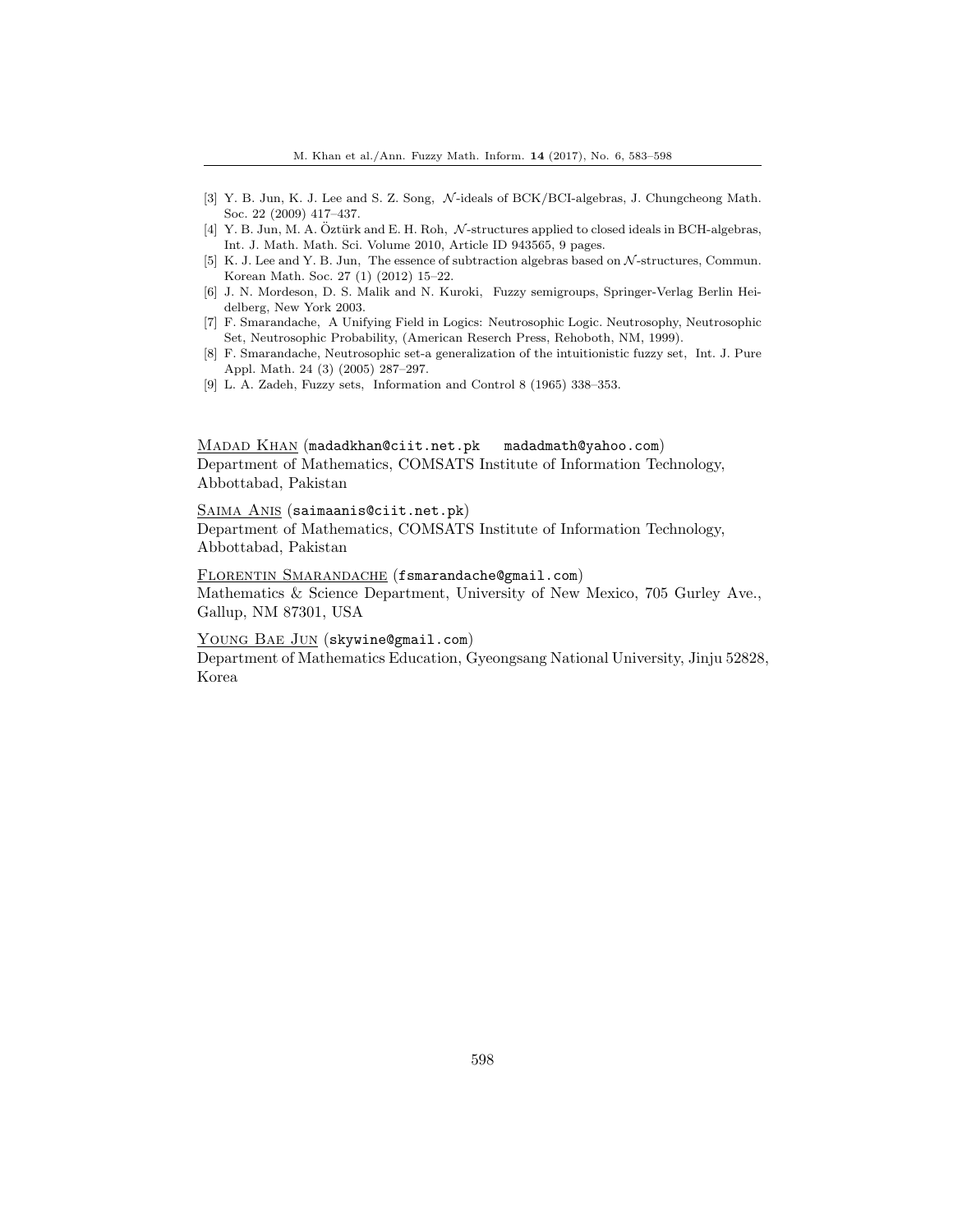[3] Y. B. Jun, K. J. Lee and S. Z. Song, $\mathcal{N}$-ideals of BCK/BCI-algebras, J. Chungcheong Math. Soc. 22 (2009) 417–437.

[4] Y. B. Jun, M. A. Öztürk and E. H. Roh, $\mathcal{N}$-structures applied to closed ideals in BCH-algebras, Int. J. Math. Math. Sci. Volume 2010, Article ID 943565, 9 pages.

[5] K. J. Lee and Y. B. Jun, The essence of subtraction algebras based on $\mathcal{N}$-structures, Commun. Korean Math. Soc. 27 (1) (2012) 15–22.

[6] J. N. Mordeson, D. S. Malik and N. Kuroki, Fuzzy semigroups, Springer-Verlag Berlin Heidelberg, New York 2003.

[7] F. Smarandache, A Unifying Field in Logics: Neutrosophic Logic. Neutrosophy, Neutrosophic Set, Neutrosophic Probability, (American Reserch Press, Rehoboth, NM, 1999).

[8] F. Smarandache, Neutrosophic set-a generalization of the intuitionistic fuzzy set, Int. J. Pure Appl. Math. 24 (3) (2005) 287–297.

[9] L. A. Zadeh, Fuzzy sets, Information and Control 8 (1965) 338–353.

Madad Khan (madadkhan@ciit.net.pk madadmath@yahoo.com)
Department of Mathematics, COMSATS Institute of Information Technology, Abbottabad, Pakistan

Saima Anis (saimaanis@ciit.net.pk)
Department of Mathematics, COMSATS Institute of Information Technology, Abbottabad, Pakistan

Florentin Smarandache (fsmarandache@gmail.com)
Mathematics & Science Department, University of New Mexico, 705 Gurley Ave., Gallup, NM 87301, USA

Young Bae Jun (skywine@gmail.com)
Department of Mathematics Education, Gyeongsang National University, Jinju 52828, Korea